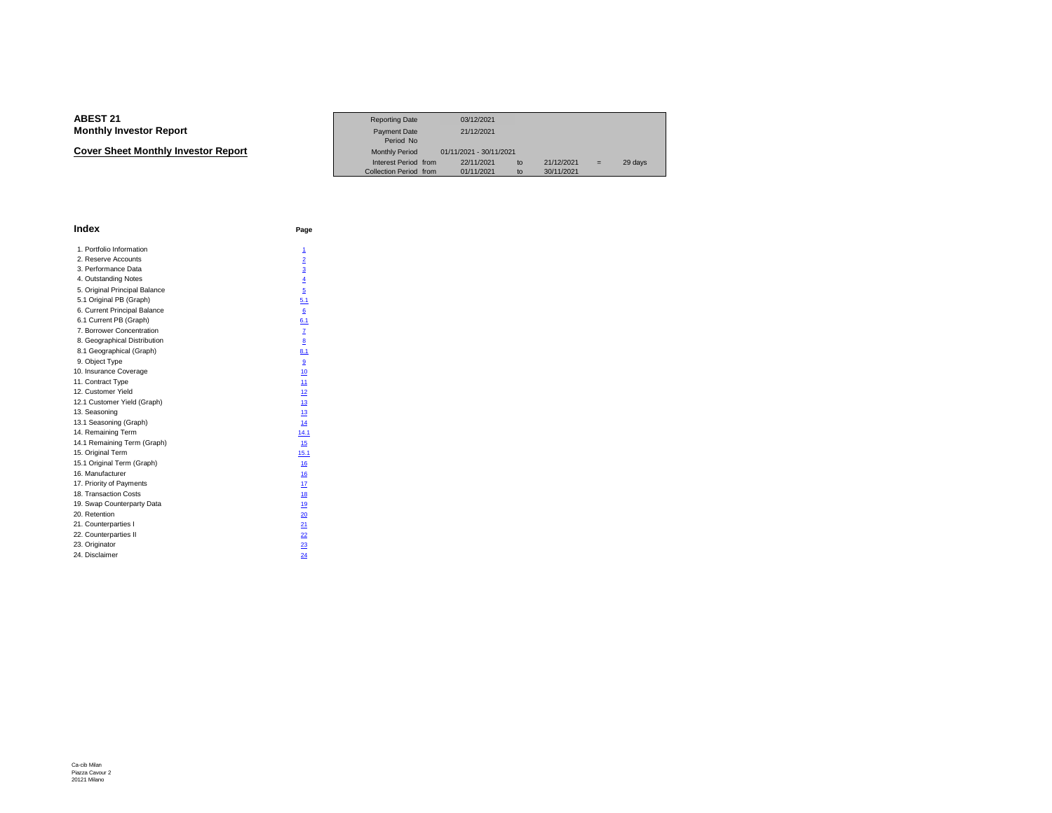# ABEST 21
## Monthly Investor Report

### Cover Sheet Monthly Investor Report

| | | | | | | |
|---|---|---|---|---|---|---|
| Reporting Date | | 03/12/2021 | | | | |
| Payment Date | | 21/12/2021 | | | | |
| Period No | | | | | | |
| Monthly Period | | 01/11/2021 - 30/11/2021 | | | | |
| Interest Period | from | 22/11/2021 | to | 21/12/2021 | = | 29 days |
| Collection Period | from | 01/11/2021 | to | 30/11/2021 | | |

## Index

| | Page |
|---|---|
| 1. Portfolio Information | 1 |
| 2. Reserve Accounts | 2 |
| 3. Performance Data | 3 |
| 4. Outstanding Notes | 4 |
| 5. Original Principal Balance | 5 |
| 5.1 Original PB (Graph) | 5.1 |
| 6. Current Principal Balance | 6 |
| 6.1 Current PB (Graph) | 6.1 |
| 7. Borrower Concentration | 7 |
| 8. Geographical Distribution | 8 |
| 8.1 Geographical (Graph) | 8.1 |
| 9. Object Type | 9 |
| 10. Insurance Coverage | 10 |
| 11. Contract Type | 11 |
| 12. Customer Yield | 12 |
| 12.1 Customer Yield (Graph) | 13 |
| 13. Seasoning | 13 |
| 13.1 Seasoning (Graph) | 14 |
| 14. Remaining Term | 14.1 |
| 14.1 Remaining Term (Graph) | 15 |
| 15. Original Term | 15.1 |
| 15.1 Original Term (Graph) | 16 |
| 16. Manufacturer | 16 |
| 17. Priority of Payments | 17 |
| 18. Transaction Costs | 18 |
| 19. Swap Counterparty Data | 19 |
| 20. Retention | 20 |
| 21. Counterparties I | 21 |
| 22. Counterparties II | 22 |
| 23. Originator | 23 |
| 24. Disclaimer | 24 |

Ca-cib Milan
Piazza Cavour 2
20121 Milano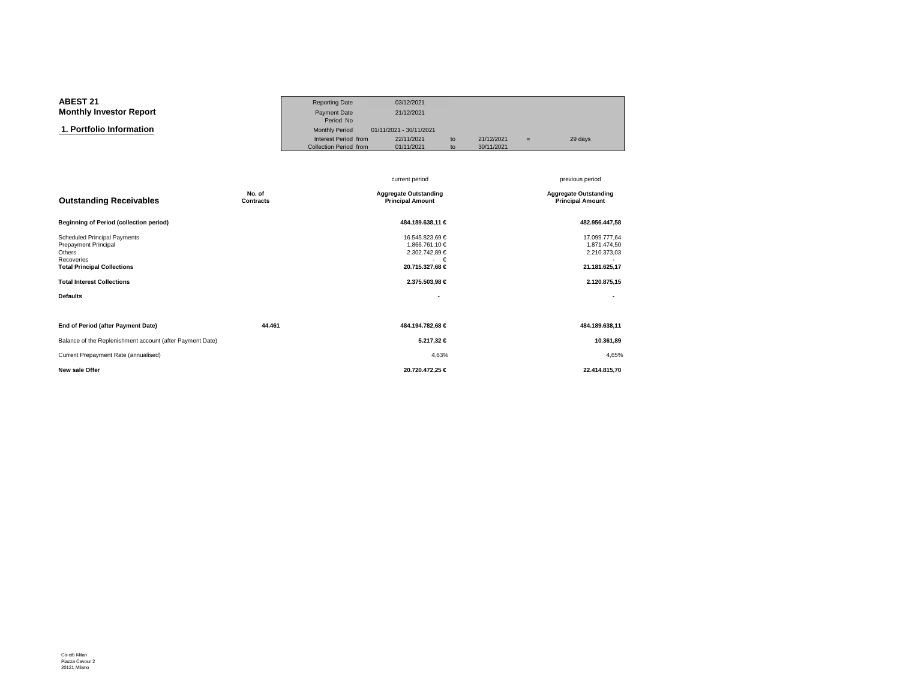**ABEST 21**
**Monthly Investor Report**

## 1. Portfolio Information

| | | | | | |
|---|---|---|---|---|---|
| Reporting Date | 03/12/2021 | | | | |
| Payment Date | 21/12/2021 | | | | |
| Period No | | | | | |
| Monthly Period | 01/11/2021 - 30/11/2021 | | | | |
| Interest Period from | 22/11/2021 | to | 21/12/2021 | = | 29 days |
| Collection Period from | 01/11/2021 | to | 30/11/2021 | | |

| Outstanding Receivables | No. of Contracts | current period Aggregate Outstanding Principal Amount | previous period Aggregate Outstanding Principal Amount |
|---|---|---|---|
| **Beginning of Period (collection period)** | | **484.189.638,11 €** | **482.956.447,58** |
| Scheduled Principal Payments | | 16.545.823,69 € | 17.099.777,64 |
| Prepayment Principal | | 1.866.761,10 € | 1.871.474,50 |
| Others | | 2.302.742,89 € | 2.210.373,03 |
| Recoveries | | - € | - |
| **Total Principal Collections** | | **20.715.327,68 €** | **21.181.625,17** |
| **Total Interest Collections** | | **2.375.503,98 €** | **2.120.875,15** |
| **Defaults** | | **-** | **-** |
| **End of Period (after Payment Date)** | **44.461** | **484.194.782,68 €** | **484.189.638,11** |
| Balance of the Replenishment account (after Payment Date) | | **5.217,32 €** | **10.361,89** |
| Current Prepayment Rate (annualised) | | 4,63% | 4,65% |
| **New sale Offer** | | **20.720.472,25 €** | **22.414.815,70** |

Ca-cib Milan
Piazza Cavour 2
20121 Milano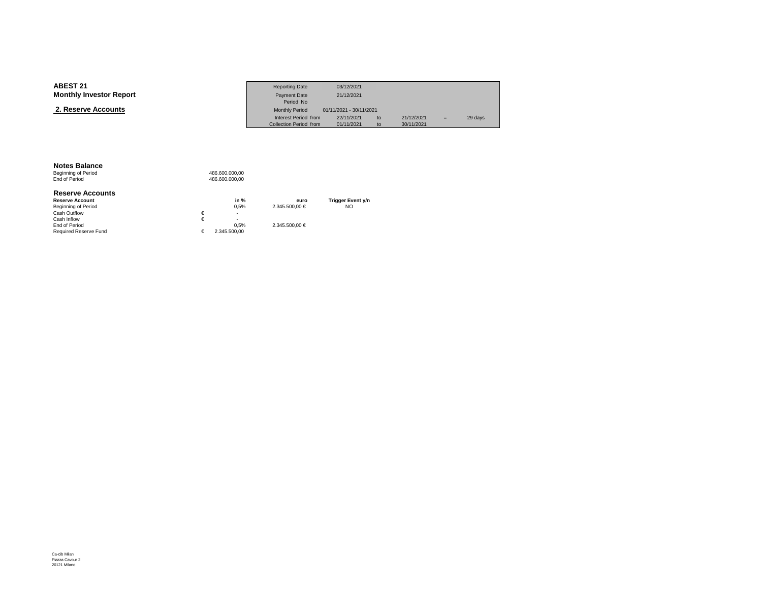**ABEST 21**
**Monthly Investor Report**

## 2. Reserve Accounts

| | | | | | | |
|---|---|---|---|---|---|---|
| Reporting Date | 03/12/2021 | | | | | |
| Payment Date | 21/12/2021 | | | | | |
| Period No | | | | | | |
| Monthly Period | 01/11/2021 - 30/11/2021 | | | | | |
| Interest Period from | 22/11/2021 | to | 21/12/2021 | = | 29 days | |
| Collection Period from | 01/11/2021 | to | 30/11/2021 | | | |

### Notes Balance

| | |
|---|---|
| Beginning of Period | 486.600.000,00 |
| End of Period | 486.600.000,00 |

### Reserve Accounts

| Reserve Account | | in % | euro | Trigger Event y/n |
|---|---|---|---|---|
| Beginning of Period | | 0,5% | 2.345.500,00 € | NO |
| Cash Outflow | € | - | | |
| Cash Inflow | € | - | | |
| End of Period | | 0,5% | 2.345.500,00 € | |
| Required Reserve Fund | € | 2.345.500,00 | | |

Ca-cib Milan
Piazza Cavour 2
20121 Milano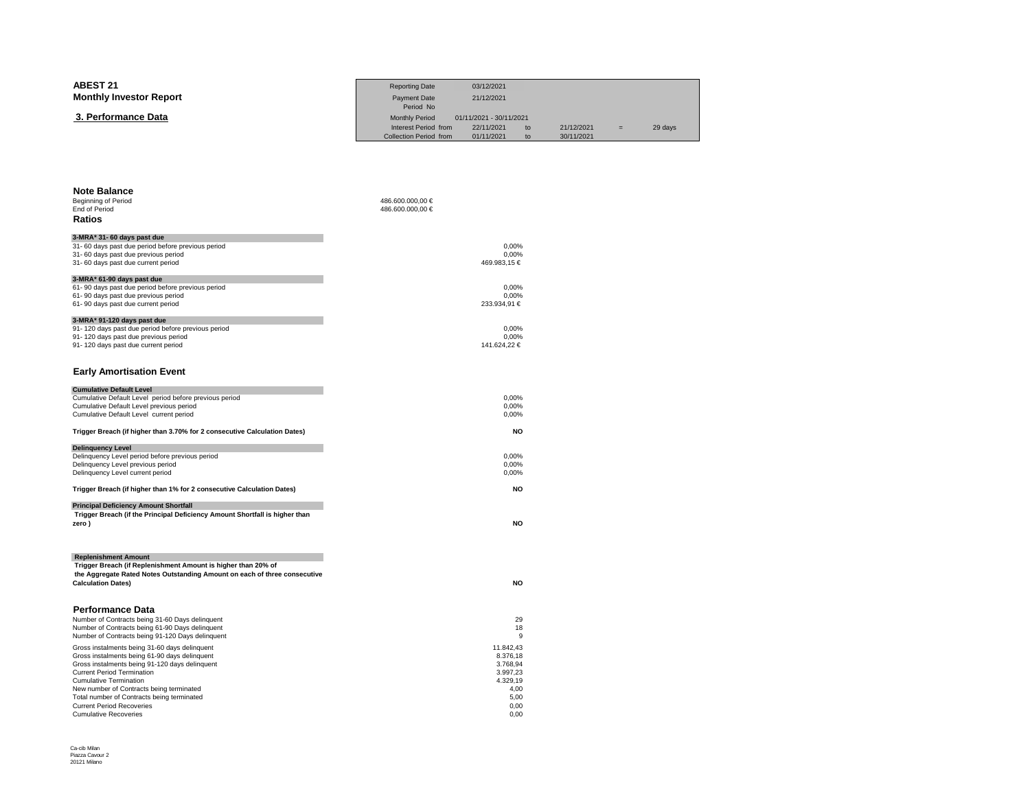**ABEST 21**
**Monthly Investor Report**

**3. Performance Data**

| | | | | | |
|---|---|---|---|---|---|
| Reporting Date | 03/12/2021 | | | | |
| Payment Date | 21/12/2021 | | | | |
| Period No | | | | | |
| Monthly Period | 01/11/2021 - 30/11/2021 | | | | |
| Interest Period from | 22/11/2021 | to | 21/12/2021 | = | 29 days |
| Collection Period from | 01/11/2021 | to | 30/11/2021 | | |

## Note Balance

| | |
|---|---|
| Beginning of Period | 486.600.000,00 € |
| End of Period | 486.600.000,00 € |

## Ratios

| | |
|---|---|
| **3-MRA* 31- 60 days past due** | |
| 31- 60 days past due period before previous period | 0,00% |
| 31- 60 days past due previous period | 0,00% |
| 31- 60 days past due current period | 469.983,15 € |
| **3-MRA* 61-90 days past due** | |
| 61- 90 days past due period before previous period | 0,00% |
| 61- 90 days past due previous period | 0,00% |
| 61- 90 days past due current period | 233.934,91 € |
| **3-MRA* 91-120 days past due** | |
| 91- 120 days past due period before previous period | 0,00% |
| 91- 120 days past due previous period | 0,00% |
| 91- 120 days past due current period | 141.624,22 € |

## Early Amortisation Event

| | |
|---|---|
| **Cumulative Default Level** | |
| Cumulative Default Level period before previous period | 0,00% |
| Cumulative Default Level previous period | 0,00% |
| Cumulative Default Level current period | 0,00% |
| **Trigger Breach (if higher than 3.70% for 2 consecutive Calculation Dates)** | **NO** |
| **Delinquency Level** | |
| Delinquency Level period before previous period | 0,00% |
| Delinquency Level previous period | 0,00% |
| Delinquency Level current period | 0,00% |
| **Trigger Breach (if higher than 1% for 2 consecutive Calculation Dates)** | **NO** |
| **Principal Deficiency Amount Shortfall** | |
| **Trigger Breach (if the Principal Deficiency Amount Shortfall is higher than zero )** | **NO** |
| **Replenishment Amount** | |
| **Trigger Breach (if Replenishment Amount is higher than 20% of the Aggregate Rated Notes Outstanding Amount on each of three consecutive Calculation Dates)** | **NO** |

## Performance Data

| | |
|---|---|
| Number of Contracts being 31-60 Days delinquent | 29 |
| Number of Contracts being 61-90 Days delinquent | 18 |
| Number of Contracts being 91-120 Days delinquent | 9 |
| Gross instalments being 31-60 days delinquent | 11.842,43 |
| Gross instalments being 61-90 days delinquent | 8.376,18 |
| Gross instalments being 91-120 days delinquent | 3.768,94 |
| Current Period Termination | 3.997,23 |
| Cumulative Termination | 4.329,19 |
| New number of Contracts being terminated | 4,00 |
| Total number of Contracts being terminated | 5,00 |
| Current Period Recoveries | 0,00 |
| Cumulative Recoveries | 0,00 |

Ca-cib Milan
Piazza Cavour 2
20121 Milano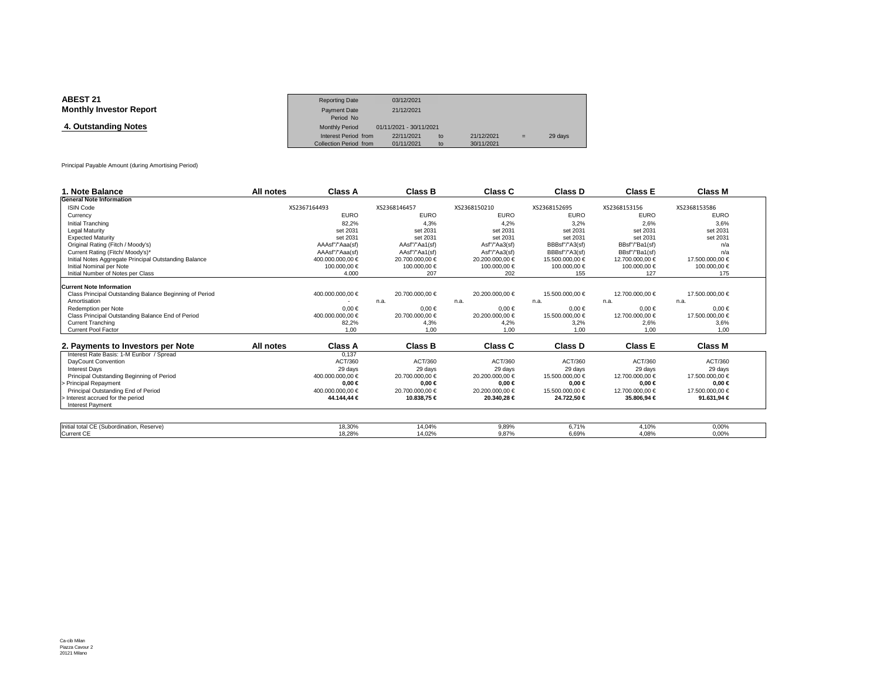**ABEST 21**
**Monthly Investor Report**

**4. Outstanding Notes**

| | | | | | |
|---|---|---|---|---|---|
| Reporting Date | 03/12/2021 | | | | |
| Payment Date | 21/12/2021 | | | | |
| Period No | | | | | |
| Monthly Period | 01/11/2021 - 30/11/2021 | | | | |
| Interest Period from | 22/11/2021 | to | 21/12/2021 | = | 29 days |
| Collection Period from | 01/11/2021 | to | 30/11/2021 | | |

Principal Payable Amount (during Amortising Period)

| 1. Note Balance | All notes | Class A | Class B | Class C | Class D | Class E | Class M |
|---|---|---|---|---|---|---|---|
| **General Note Information** | | | | | | | |
| ISIN Code | | XS2367164493 | XS2368146457 | XS2368150210 | XS2368152695 | XS2368153156 | XS2368153586 |
| Currency | | EURO | EURO | EURO | EURO | EURO | EURO |
| Initial Tranching | | 82,2% | 4,3% | 4,2% | 3,2% | 2,6% | 3,6% |
| Legal Maturity | | set 2031 | set 2031 | set 2031 | set 2031 | set 2031 | set 2031 |
| Expected Maturity | | set 2031 | set 2031 | set 2031 | set 2031 | set 2031 | set 2031 |
| Original Rating (Fitch / Moody's) | | AAAsf"/"Aaa(sf) | AAsf"/"Aa1(sf) | Asf"/"Aa3(sf) | BBBsf"/"A3(sf) | BBsf"/"Ba1(sf) | n/a |
| Current Rating (Fitch/ Moody's)* | | AAAsf"/"Aaa(sf) | AAsf"/"Aa1(sf) | Asf"/"Aa3(sf) | BBBsf"/"A3(sf) | BBsf"/"Ba1(sf) | n/a |
| Initial Notes Aggregate Principal Outstanding Balance | | 400.000.000,00 € | 20.700.000,00 € | 20.200.000,00 € | 15.500.000,00 € | 12.700.000,00 € | 17.500.000,00 € |
| Initial Nominal per Note | | 100.000,00 € | 100.000,00 € | 100.000,00 € | 100.000,00 € | 100.000,00 € | 100.000,00 € |
| Initial Number of Notes per Class | | 4.000 | 207 | 202 | 155 | 127 | 175 |
| **Current Note Information** | | | | | | | |
| Class Principal Outstanding Balance Beginning of Period | | 400.000.000,00 € | 20.700.000,00 € | 20.200.000,00 € | 15.500.000,00 € | 12.700.000,00 € | 17.500.000,00 € |
| Amortisation | | - | n.a. | n.a. | n.a. | n.a. | n.a. |
| Redemption per Note | | 0,00 € | 0,00 € | 0,00 € | 0,00 € | 0,00 € | 0,00 € |
| Class Principal Outstanding Balance End of Period | | 400.000.000,00 € | 20.700.000,00 € | 20.200.000,00 € | 15.500.000,00 € | 12.700.000,00 € | 17.500.000,00 € |
| Current Tranching | | 82,2% | 4,3% | 4,2% | 3,2% | 2,6% | 3,6% |
| Current Pool Factor | | 1,00 | 1,00 | 1,00 | 1,00 | 1,00 | 1,00 |

| 2. Payments to Investors per Note | All notes | Class A | Class B | Class C | Class D | Class E | Class M |
|---|---|---|---|---|---|---|---|
| Interest Rate Basis: 1-M Euribor / Spread | | 0,137 | | | | | |
| DayCount Convention | | ACT/360 | ACT/360 | ACT/360 | ACT/360 | ACT/360 | ACT/360 |
| Interest Days | | 29 days | 29 days | 29 days | 29 days | 29 days | 29 days |
| Principal Outstanding Beginning of Period | | 400.000.000,00 € | 20.700.000,00 € | 20.200.000,00 € | 15.500.000,00 € | 12.700.000,00 € | 17.500.000,00 € |
| > Principal Repayment | | **0,00 €** | **0,00 €** | **0,00 €** | **0,00 €** | **0,00 €** | **0,00 €** |
| Principal Outstanding End of Period | | 400.000.000,00 € | 20.700.000,00 € | 20.200.000,00 € | 15.500.000,00 € | 12.700.000,00 € | 17.500.000,00 € |
| > Interest accrued for the period | | **44.144,44 €** | **10.838,75 €** | **20.340,28 €** | **24.722,50 €** | **35.806,94 €** | **91.631,94 €** |
| Interest Payment | | | | | | | |

| | | Class A | Class B | Class C | Class D | Class E | Class M |
|---|---|---|---|---|---|---|---|
| Initial total CE (Subordination, Reserve) | | 18,30% | 14,04% | 9,89% | 6,71% | 4,10% | 0,00% |
| Current CE | | 18,28% | 14,02% | 9,87% | 6,69% | 4,08% | 0,00% |

Ca-cib Milan
Piazza Cavour 2
20121 Milano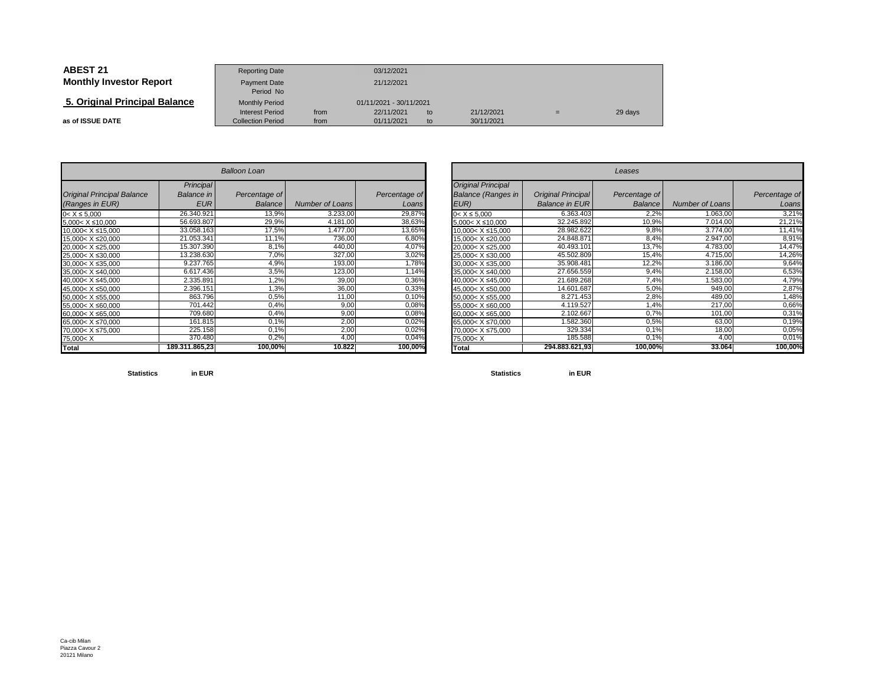# ABEST 21
## Monthly Investor Report

### 5. Original Principal Balance

**as of ISSUE DATE**

| | | | | | | |
|---|---|---|---|---|---|---|
| Reporting Date | | 03/12/2021 | | | | |
| Payment Date | | 21/12/2021 | | | | |
| Period No | | | | | | |
| Monthly Period | | 01/11/2021 - 30/11/2021 | | | | |
| Interest Period | from | 22/11/2021 | to | 21/12/2021 | = | 29 days |
| Collection Period | from | 01/11/2021 | to | 30/11/2021 | | |

| *Balloon Loan* | | | | |
|---|---|---|---|---|
| *Original Principal Balance (Ranges in EUR)* | *Principal Balance in EUR* | *Percentage of Balance* | *Number of Loans* | *Percentage of Loans* |
| 0< X ≤ 5,000 | 26.340.921 | 13,9% | 3.233,00 | 29,87% |
| 5,000< X ≤10,000 | 56.693.807 | 29,9% | 4.181,00 | 38,63% |
| 10,000< X ≤15,000 | 33.058.163 | 17,5% | 1.477,00 | 13,65% |
| 15,000< X ≤20,000 | 21.053.341 | 11,1% | 736,00 | 6,80% |
| 20,000< X ≤25,000 | 15.307.390 | 8,1% | 440,00 | 4,07% |
| 25,000< X ≤30,000 | 13.238.630 | 7,0% | 327,00 | 3,02% |
| 30,000< X ≤35,000 | 9.237.765 | 4,9% | 193,00 | 1,78% |
| 35,000< X ≤40,000 | 6.617.436 | 3,5% | 123,00 | 1,14% |
| 40,000< X ≤45,000 | 2.335.891 | 1,2% | 39,00 | 0,36% |
| 45,000< X ≤50,000 | 2.396.151 | 1,3% | 36,00 | 0,33% |
| 50,000< X ≤55,000 | 863.796 | 0,5% | 11,00 | 0,10% |
| 55,000< X ≤60,000 | 701.442 | 0,4% | 9,00 | 0,08% |
| 60,000< X ≤65,000 | 709.680 | 0,4% | 9,00 | 0,08% |
| 65,000< X ≤70,000 | 161.815 | 0,1% | 2,00 | 0,02% |
| 70,000< X ≤75,000 | 225.158 | 0,1% | 2,00 | 0,02% |
| 75,000< X | 370.480 | 0,2% | 4,00 | 0,04% |
| **Total** | **189.311.865,23** | **100,00%** | **10.822** | **100,00%** |

**Statistics** **in EUR**

| *Leases* | | | | |
|---|---|---|---|---|
| *Original Principal Balance (Ranges in EUR)* | *Original Principal Balance in EUR* | *Percentage of Balance* | *Number of Loans* | *Percentage of Loans* |
| 0< X ≤ 5,000 | 6.363.403 | 2,2% | 1.063,00 | 3,21% |
| 5,000< X ≤10,000 | 32.245.892 | 10,9% | 7.014,00 | 21,21% |
| 10,000< X ≤15,000 | 28.982.622 | 9,8% | 3.774,00 | 11,41% |
| 15,000< X ≤20,000 | 24.848.871 | 8,4% | 2.947,00 | 8,91% |
| 20,000< X ≤25,000 | 40.493.101 | 13,7% | 4.783,00 | 14,47% |
| 25,000< X ≤30,000 | 45.502.809 | 15,4% | 4.715,00 | 14,26% |
| 30,000< X ≤35,000 | 35.908.481 | 12,2% | 3.186,00 | 9,64% |
| 35,000< X ≤40,000 | 27.656.559 | 9,4% | 2.158,00 | 6,53% |
| 40,000< X ≤45,000 | 21.689.268 | 7,4% | 1.583,00 | 4,79% |
| 45,000< X ≤50,000 | 14.601.687 | 5,0% | 949,00 | 2,87% |
| 50,000< X ≤55,000 | 8.271.453 | 2,8% | 489,00 | 1,48% |
| 55,000< X ≤60,000 | 4.119.527 | 1,4% | 217,00 | 0,66% |
| 60,000< X ≤65,000 | 2.102.667 | 0,7% | 101,00 | 0,31% |
| 65,000< X ≤70,000 | 1.582.360 | 0,5% | 63,00 | 0,19% |
| 70,000< X ≤75,000 | 329.334 | 0,1% | 18,00 | 0,05% |
| 75,000< X | 185.588 | 0,1% | 4,00 | 0,01% |
| **Total** | **294.883.621,93** | **100,00%** | **33.064** | **100,00%** |

**Statistics** **in EUR**

Ca-cib Milan
Piazza Cavour 2
20121 Milano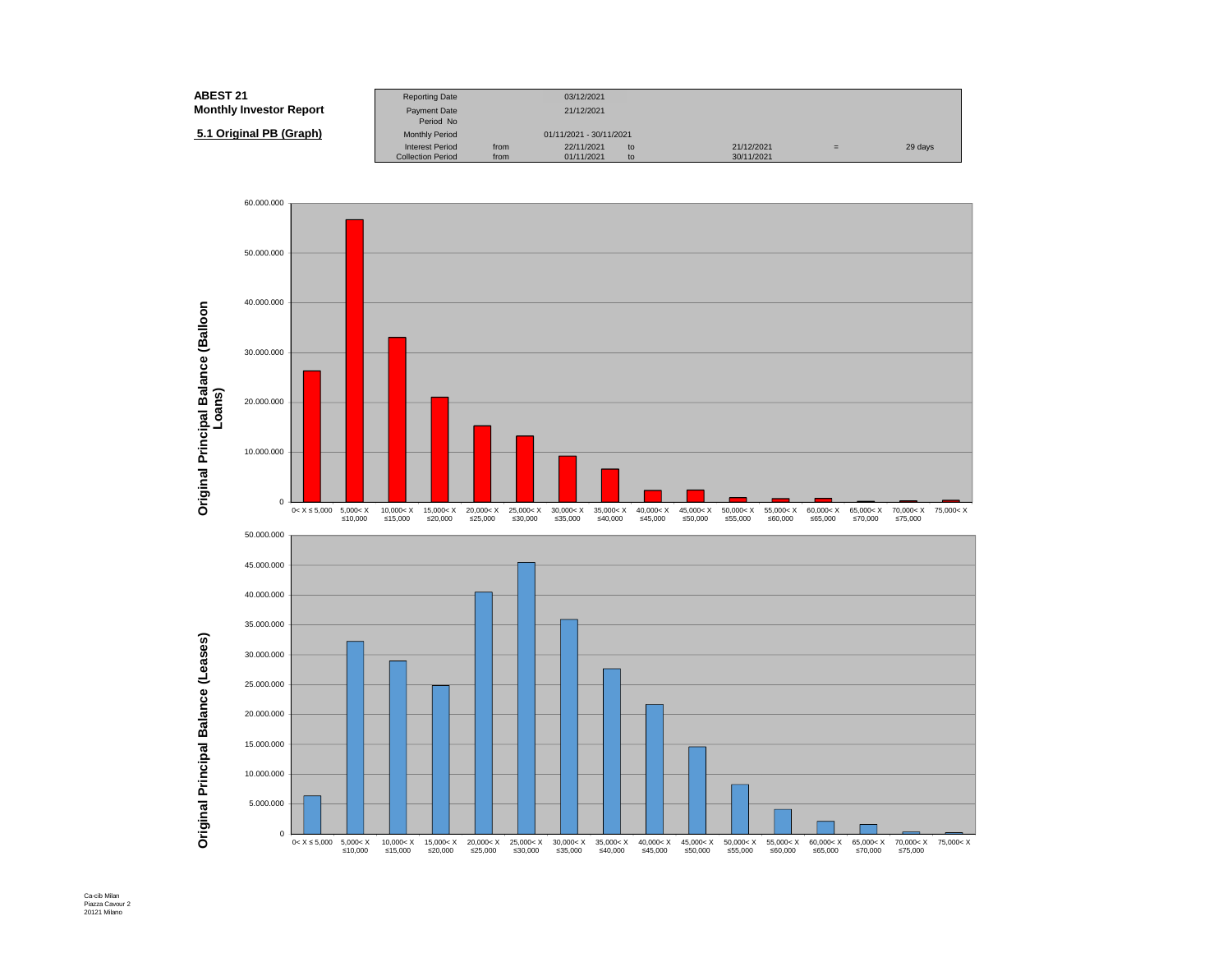**ABEST 21**
**Monthly Investor Report**

**5.1 Original PB (Graph)**

| Reporting Date | | 03/12/2021 | | | | |
|---|---|---|---|---|---|---|
| Payment Date | | 21/12/2021 | | | | |
| Period No | | | | | | |
| Monthly Period | | 01/11/2021 - 30/11/2021 | | | | |
| Interest Period | from | 22/11/2021 | to | 21/12/2021 | = | 29 days |
| Collection Period | from | 01/11/2021 | to | 30/11/2021 | | |

Original Principal Balance (Balloon Loans)

Original Principal Balance (Leases)

Ca-cib Milan
Piazza Cavour 2
20121 Milano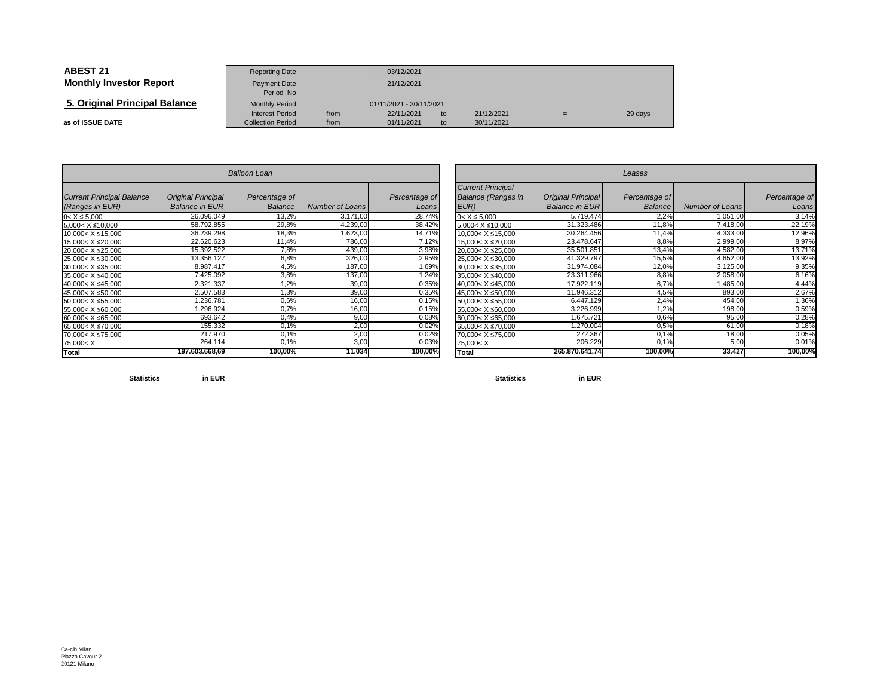**ABEST 21**
**Monthly Investor Report**

## 5. Original Principal Balance

**as of ISSUE DATE**

| Reporting Date | | 03/12/2021 | | | | |
|---|---|---|---|---|---|---|
| Payment Date | | 21/12/2021 | | | | |
| Period No | | | | | | |
| Monthly Period | | 01/11/2021 - 30/11/2021 | | | | |
| Interest Period | from | 22/11/2021 | to | 21/12/2021 | = | 29 days |
| Collection Period | from | 01/11/2021 | to | 30/11/2021 | | |

| *Balloon Loan* | | | | |
|---|---|---|---|---|
| *Current Principal Balance (Ranges in EUR)* | *Original Principal Balance in EUR* | *Percentage of Balance* | *Number of Loans* | *Percentage of Loans* |
| 0< X ≤ 5,000 | 26.096.049 | 13,2% | 3.171,00 | 28,74% |
| 5,000< X ≤10,000 | 58.792.855 | 29,8% | 4.239,00 | 38,42% |
| 10,000< X ≤15,000 | 36.239.298 | 18,3% | 1.623,00 | 14,71% |
| 15,000< X ≤20,000 | 22.620.623 | 11,4% | 786,00 | 7,12% |
| 20,000< X ≤25,000 | 15.392.522 | 7,8% | 439,00 | 3,98% |
| 25,000< X ≤30,000 | 13.356.127 | 6,8% | 326,00 | 2,95% |
| 30,000< X ≤35,000 | 8.987.417 | 4,5% | 187,00 | 1,69% |
| 35,000< X ≤40,000 | 7.425.092 | 3,8% | 137,00 | 1,24% |
| 40,000< X ≤45,000 | 2.321.337 | 1,2% | 39,00 | 0,35% |
| 45,000< X ≤50,000 | 2.507.583 | 1,3% | 39,00 | 0,35% |
| 50,000< X ≤55,000 | 1.236.781 | 0,6% | 16,00 | 0,15% |
| 55,000< X ≤60,000 | 1.296.924 | 0,7% | 16,00 | 0,15% |
| 60,000< X ≤65,000 | 693.642 | 0,4% | 9,00 | 0,08% |
| 65,000< X ≤70,000 | 155.332 | 0,1% | 2,00 | 0,02% |
| 70,000< X ≤75,000 | 217.970 | 0,1% | 2,00 | 0,02% |
| 75,000< X | 264.114 | 0,1% | 3,00 | 0,03% |
| **Total** | **197.603.668,69** | **100,00%** | **11.034** | **100,00%** |

**Statistics** **in EUR**

| *Leases* | | | | |
|---|---|---|---|---|
| *Current Principal Balance (Ranges in EUR)* | *Original Principal Balance in EUR* | *Percentage of Balance* | *Number of Loans* | *Percentage of Loans* |
| 0< X ≤ 5,000 | 5.719.474 | 2,2% | 1.051,00 | 3,14% |
| 5,000< X ≤10,000 | 31.323.486 | 11,8% | 7.418,00 | 22,19% |
| 10,000< X ≤15,000 | 30.264.456 | 11,4% | 4.333,00 | 12,96% |
| 15,000< X ≤20,000 | 23.478.647 | 8,8% | 2.999,00 | 8,97% |
| 20,000< X ≤25,000 | 35.501.851 | 13,4% | 4.582,00 | 13,71% |
| 25,000< X ≤30,000 | 41.329.797 | 15,5% | 4.652,00 | 13,92% |
| 30,000< X ≤35,000 | 31.974.084 | 12,0% | 3.125,00 | 9,35% |
| 35,000< X ≤40,000 | 23.311.966 | 8,8% | 2.058,00 | 6,16% |
| 40,000< X ≤45,000 | 17.922.119 | 6,7% | 1.485,00 | 4,44% |
| 45,000< X ≤50,000 | 11.946.312 | 4,5% | 893,00 | 2,67% |
| 50,000< X ≤55,000 | 6.447.129 | 2,4% | 454,00 | 1,36% |
| 55,000< X ≤60,000 | 3.226.999 | 1,2% | 198,00 | 0,59% |
| 60,000< X ≤65,000 | 1.675.721 | 0,6% | 95,00 | 0,28% |
| 65,000< X ≤70,000 | 1.270.004 | 0,5% | 61,00 | 0,18% |
| 70,000< X ≤75,000 | 272.367 | 0,1% | 18,00 | 0,05% |
| 75,000< X | 206.229 | 0,1% | 5,00 | 0,01% |
| **Total** | **265.870.641,74** | **100,00%** | **33.427** | **100,00%** |

**Statistics** **in EUR**

Ca-cib Milan
Piazza Cavour 2
20121 Milano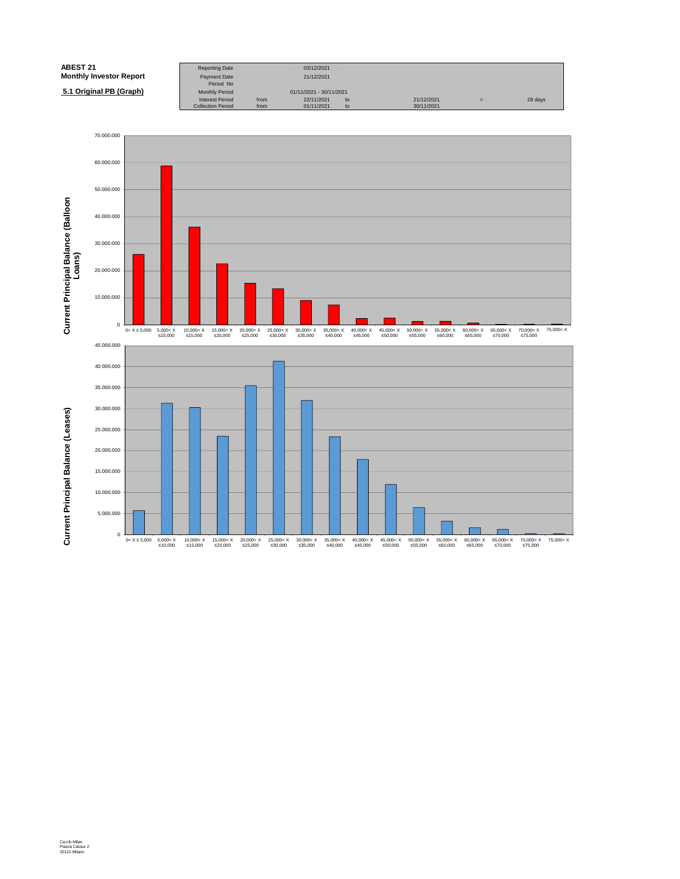**ABEST 21**
**Monthly Investor Report**

**5.1 Original PB (Graph)**

| Reporting Date | | 03/12/2021 | | | | |
|---|---|---|---|---|---|---|
| Payment Date | | 21/12/2021 | | | | |
| Period No | | | | | | |
| Monthly Period | | 01/11/2021 - 30/11/2021 | | | | |
| Interest Period | from | 22/11/2021 | to | 21/12/2021 | = | 29 days |
| Collection Period | from | 01/11/2021 | to | 30/11/2021 | | |

**Current Principal Balance (Balloon Loans)**

70.000.000
60.000.000
50.000.000
40.000.000
30.000.000
20.000.000
10.000.000
0

0< X ≤ 5,000 | 5,000< X ≤10,000 | 10,000< X ≤15,000 | 15,000< X ≤20,000 | 20,000< X ≤25,000 | 25,000< X ≤30,000 | 30,000< X ≤35,000 | 35,000< X ≤40,000 | 40,000< X ≤45,000 | 45,000< X ≤50,000 | 50,000< X ≤55,000 | 55,000< X ≤60,000 | 60,000< X ≤65,000 | 65,000< X ≤70,000 | 70,000< X ≤75,000 | 75,000< X

**Current Principal Balance (Leases)**

45.000.000
40.000.000
35.000.000
30.000.000
25.000.000
20.000.000
15.000.000
10.000.000
5.000.000
0

0< X ≤ 5,000 | 5,000< X ≤10,000 | 10,000< X ≤15,000 | 15,000< X ≤20,000 | 20,000< X ≤25,000 | 25,000< X ≤30,000 | 30,000< X ≤35,000 | 35,000< X ≤40,000 | 40,000< X ≤45,000 | 45,000< X ≤50,000 | 50,000< X ≤55,000 | 55,000< X ≤60,000 | 60,000< X ≤65,000 | 65,000< X ≤70,000 | 70,000< X ≤75,000 | 75,000< X

Ca-cib Milan
Piazza Cavour 2
20121 Milano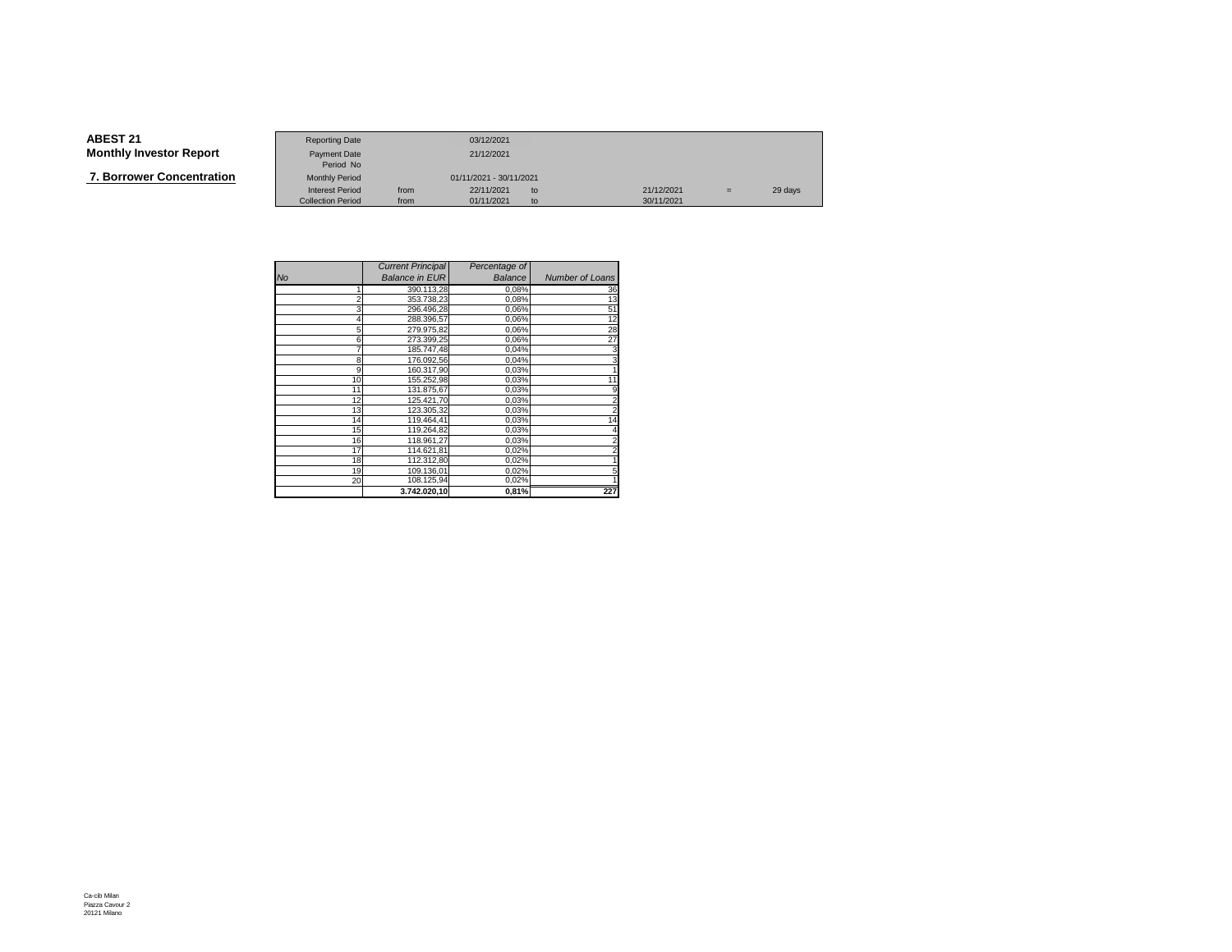**ABEST 21**
**Monthly Investor Report**

**7. Borrower Concentration**

| | | | | | | |
|---|---|---|---|---|---|---|
| Reporting Date | | 03/12/2021 | | | | |
| Payment Date | | 21/12/2021 | | | | |
| Period No | | | | | | |
| Monthly Period | | 01/11/2021 - 30/11/2021 | | | | |
| Interest Period | from | 22/11/2021 | to | 21/12/2021 | = | 29 days |
| Collection Period | from | 01/11/2021 | to | 30/11/2021 | | |

| *No* | *Current Principal Balance in EUR* | *Percentage of Balance* | *Number of Loans* |
|---|---|---|---|
| 1 | 390.113,28 | 0,08% | 36 |
| 2 | 353.738,23 | 0,08% | 13 |
| 3 | 296.496,28 | 0,06% | 51 |
| 4 | 288.396,57 | 0,06% | 12 |
| 5 | 279.975,82 | 0,06% | 28 |
| 6 | 273.399,25 | 0,06% | 27 |
| 7 | 185.747,48 | 0,04% | 3 |
| 8 | 176.092,56 | 0,04% | 3 |
| 9 | 160.317,90 | 0,03% | 1 |
| 10 | 155.252,98 | 0,03% | 11 |
| 11 | 131.875,67 | 0,03% | 9 |
| 12 | 125.421,70 | 0,03% | 2 |
| 13 | 123.305,32 | 0,03% | 2 |
| 14 | 119.464,41 | 0,03% | 14 |
| 15 | 119.264,82 | 0,03% | 4 |
| 16 | 118.961,27 | 0,03% | 2 |
| 17 | 114.621,81 | 0,02% | 2 |
| 18 | 112.312,80 | 0,02% | 1 |
| 19 | 109.136,01 | 0,02% | 5 |
| 20 | 108.125,94 | 0,02% | 1 |
| | **3.742.020,10** | **0,81%** | **227** |

Ca-cib Milan
Piazza Cavour 2
20121 Milano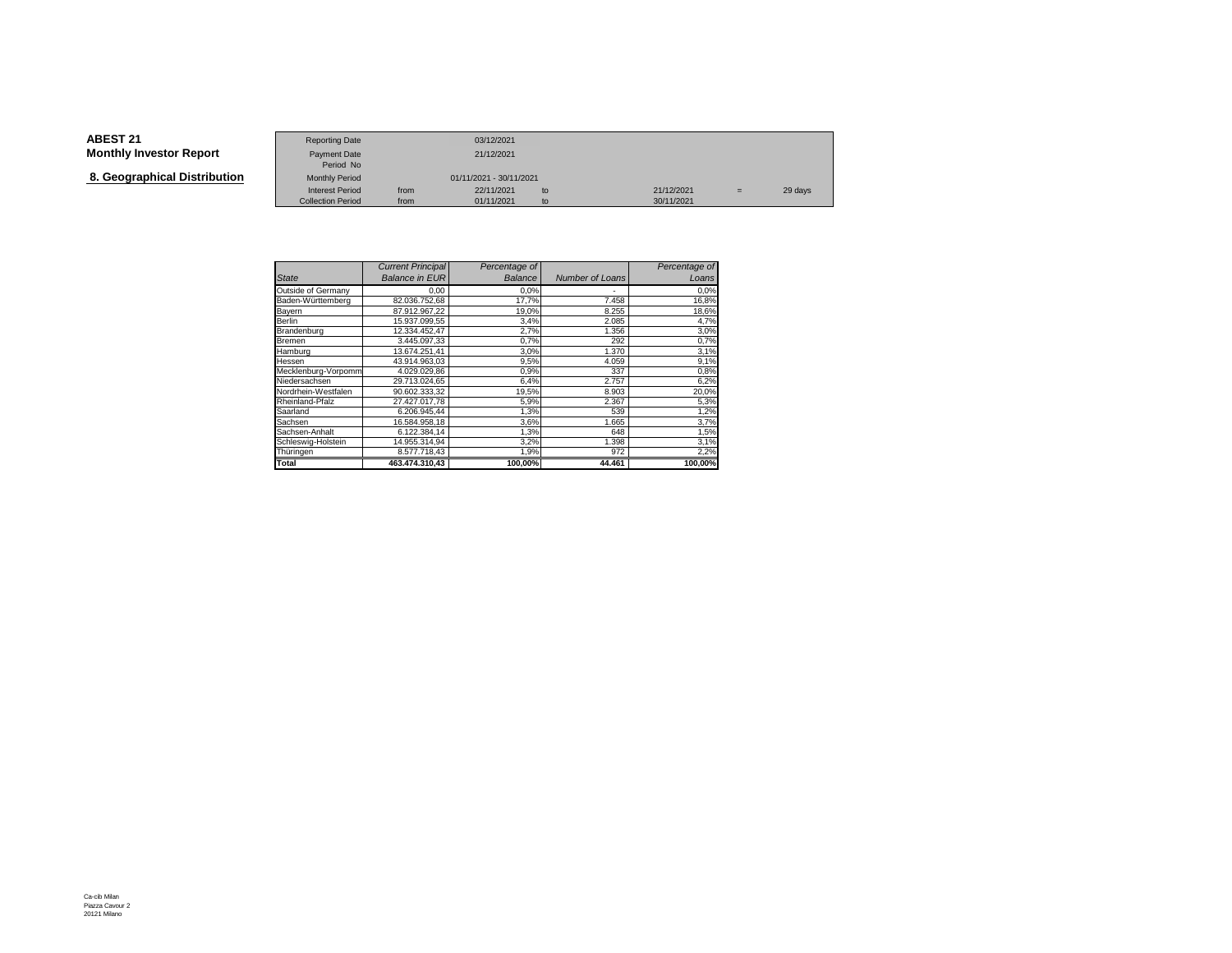**ABEST 21**
**Monthly Investor Report**

## 8. Geographical Distribution

| | | | | | | |
|---|---|---|---|---|---|---|
| Reporting Date | | 03/12/2021 | | | | |
| Payment Date | | 21/12/2021 | | | | |
| Period No | | | | | | |
| Monthly Period | | 01/11/2021 - 30/11/2021 | | | | |
| Interest Period | from | 22/11/2021 | to | 21/12/2021 | = | 29 days |
| Collection Period | from | 01/11/2021 | to | 30/11/2021 | | |

| *State* | *Current Principal Balance in EUR* | *Percentage of Balance* | *Number of Loans* | *Percentage of Loans* |
|---|---|---|---|---|
| Outside of Germany | 0,00 | 0,0% | - | 0,0% |
| Baden-Württemberg | 82.036.752,68 | 17,7% | 7.458 | 16,8% |
| Bayern | 87.912.967,22 | 19,0% | 8.255 | 18,6% |
| Berlin | 15.937.099,55 | 3,4% | 2.085 | 4,7% |
| Brandenburg | 12.334.452,47 | 2,7% | 1.356 | 3,0% |
| Bremen | 3.445.097,33 | 0,7% | 292 | 0,7% |
| Hamburg | 13.674.251,41 | 3,0% | 1.370 | 3,1% |
| Hessen | 43.914.963,03 | 9,5% | 4.059 | 9,1% |
| Mecklenburg-Vorpomm | 4.029.029,86 | 0,9% | 337 | 0,8% |
| Niedersachsen | 29.713.024,65 | 6,4% | 2.757 | 6,2% |
| Nordrhein-Westfalen | 90.602.333,32 | 19,5% | 8.903 | 20,0% |
| Rheinland-Pfalz | 27.427.017,78 | 5,9% | 2.367 | 5,3% |
| Saarland | 6.206.945,44 | 1,3% | 539 | 1,2% |
| Sachsen | 16.584.958,18 | 3,6% | 1.665 | 3,7% |
| Sachsen-Anhalt | 6.122.384,14 | 1,3% | 648 | 1,5% |
| Schleswig-Holstein | 14.955.314,94 | 3,2% | 1.398 | 3,1% |
| Thüringen | 8.577.718,43 | 1,9% | 972 | 2,2% |
| **Total** | **463.474.310,43** | **100,00%** | **44.461** | **100,00%** |

Ca-cib Milan
Piazza Cavour 2
20121 Milano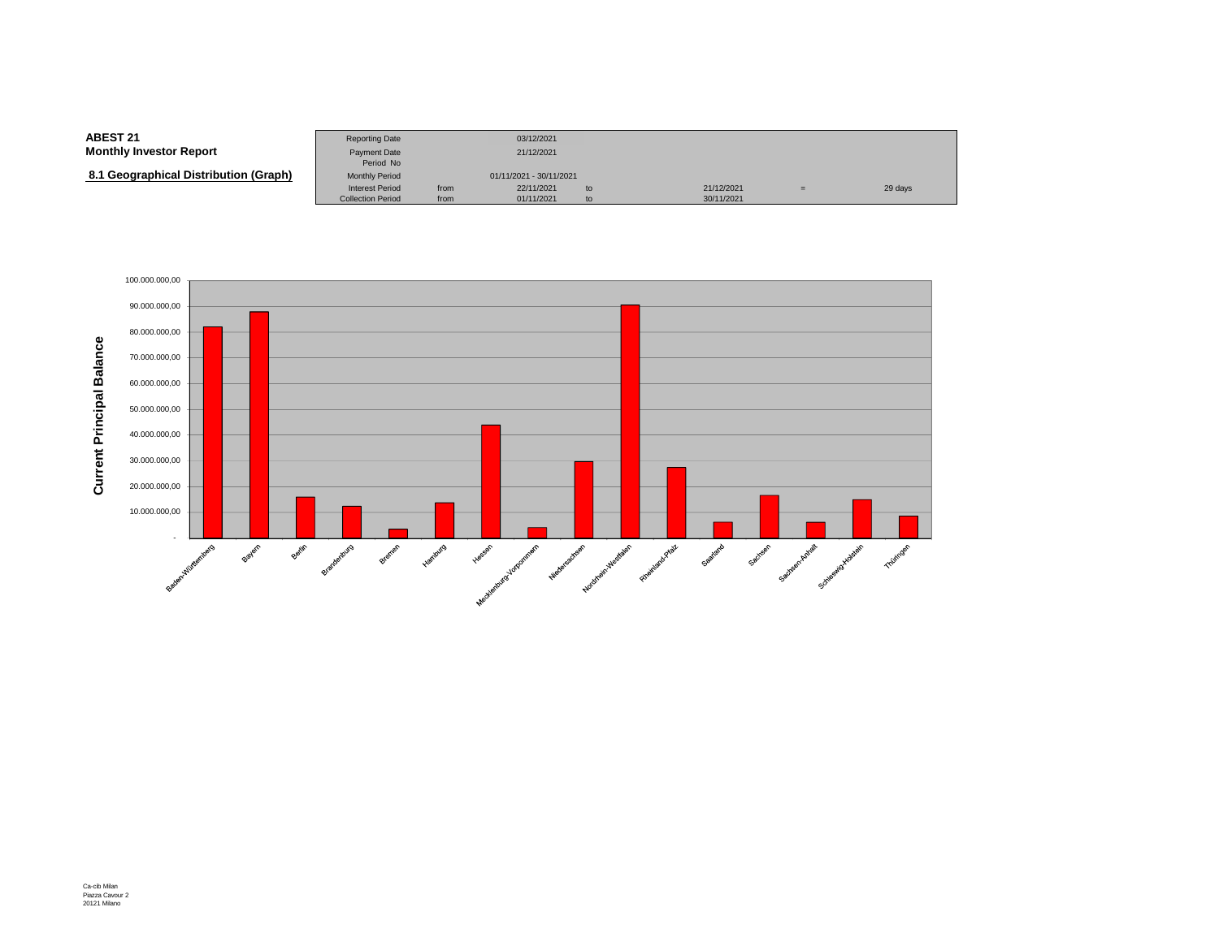**ABEST 21**
**Monthly Investor Report**

**8.1 Geographical Distribution (Graph)**

| | | | | | | |
|---|---|---|---|---|---|---|
| Reporting Date | | 03/12/2021 | | | | |
| Payment Date | | 21/12/2021 | | | | |
| Period No | | | | | | |
| Monthly Period | | 01/11/2021 - 30/11/2021 | | | | |
| Interest Period | from | 22/11/2021 | to | 21/12/2021 | = | 29 days |
| Collection Period | from | 01/11/2021 | to | 30/11/2021 | | |

Current Principal Balance

100.000.000,00
90.000.000,00
80.000.000,00
70.000.000,00
60.000.000,00
50.000.000,00
40.000.000,00
30.000.000,00
20.000.000,00
10.000.000,00
-

Baden-Württemberg, Bayern, Berlin, Brandenburg, Bremen, Hamburg, Hessen, Mecklenburg-Vorpommern, Niedersachsen, Nordrhein-Westfalen, Rheinland-Pfalz, Saarland, Sachsen, Sachsen-Anhalt, Schleswig-Holstein, Thüringen

Ca-cib Milan
Piazza Cavour 2
20121 Milano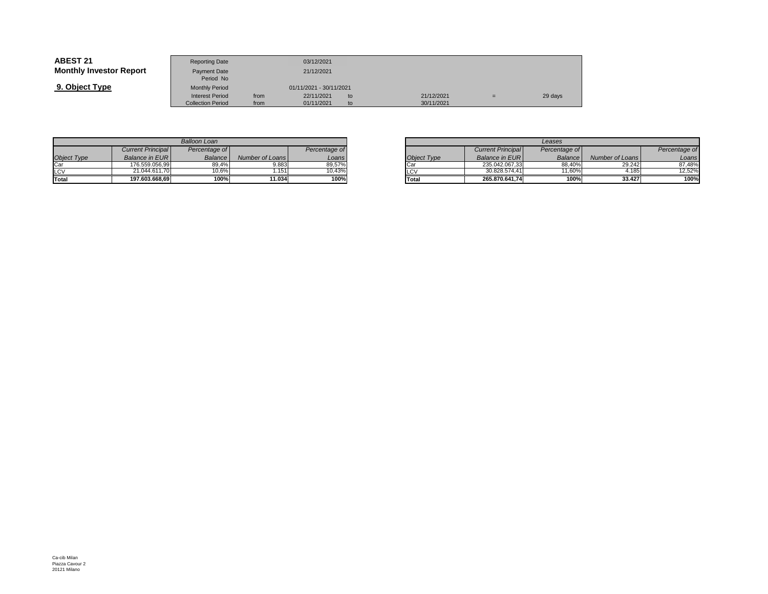**ABEST 21**
**Monthly Investor Report**

**9. Object Type**

| | | | | | | |
|---|---|---|---|---|---|---|
| Reporting Date | | 03/12/2021 | | | | |
| Payment Date | | 21/12/2021 | | | | |
| Period No | | | | | | |
| Monthly Period | | 01/11/2021 - 30/11/2021 | | | | |
| Interest Period | from | 22/11/2021 | to | 21/12/2021 | = | 29 days |
| Collection Period | from | 01/11/2021 | to | 30/11/2021 | | |

| *Balloon Loan* | | | | |
|---|---|---|---|---|
| *Object Type* | *Current Principal Balance in EUR* | *Percentage of Balance* | *Number of Loans* | *Percentage of Loans* |
| Car | 176.559.056,99 | 89,4% | 9.883 | 89,57% |
| LCV | 21.044.611,70 | 10,6% | 1.151 | 10,43% |
| **Total** | **197.603.668,69** | **100%** | **11.034** | **100%** |

| *Leases* | | | | |
|---|---|---|---|---|
| *Object Type* | *Current Principal Balance in EUR* | *Percentage of Balance* | *Number of Loans* | *Percentage of Loans* |
| Car | 235.042.067,33 | 88,40% | 29.242 | 87,48% |
| LCV | 30.828.574,41 | 11,60% | 4.185 | 12,52% |
| **Total** | **265.870.641,74** | **100%** | **33.427** | **100%** |

Ca-cib Milan
Piazza Cavour 2
20121 Milano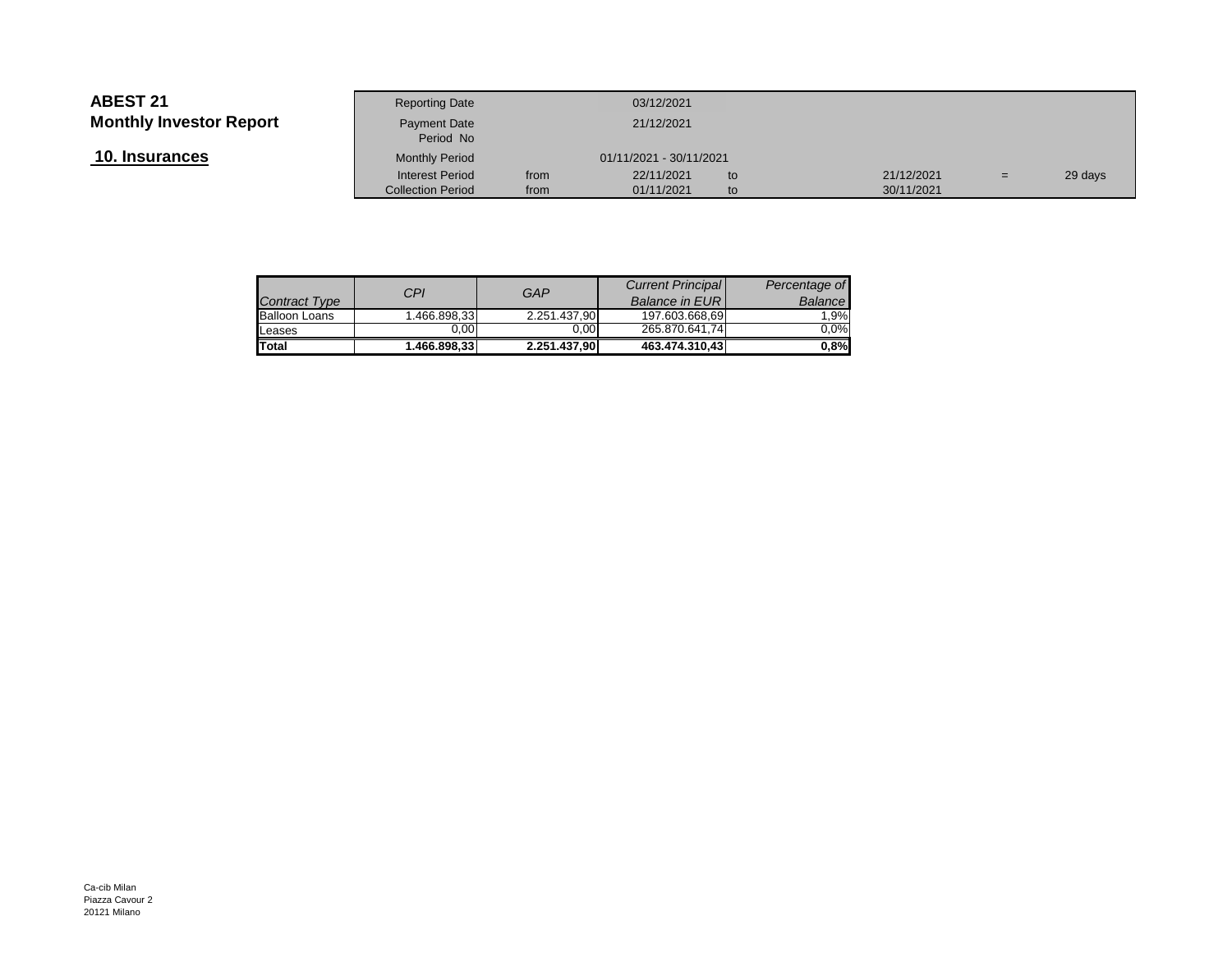**ABEST 21**
**Monthly Investor Report**

## 10. Insurances

| Reporting Date | | 03/12/2021 | | | | |
|---|---|---|---|---|---|---|
| Payment Date | | 21/12/2021 | | | | |
| Period No | | | | | | |
| Monthly Period | | 01/11/2021 - 30/11/2021 | | | | |
| Interest Period | from | 22/11/2021 | to | 21/12/2021 | = | 29 days |
| Collection Period | from | 01/11/2021 | to | 30/11/2021 | | |

| *Contract Type* | *CPI* | *GAP* | *Current Principal Balance in EUR* | *Percentage of Balance* |
|---|---|---|---|---|
| Balloon Loans | 1.466.898,33 | 2.251.437,90 | 197.603.668,69 | 1,9% |
| Leases | 0,00 | 0,00 | 265.870.641,74 | 0,0% |
| **Total** | **1.466.898,33** | **2.251.437,90** | **463.474.310,43** | **0,8%** |

Ca-cib Milan
Piazza Cavour 2
20121 Milano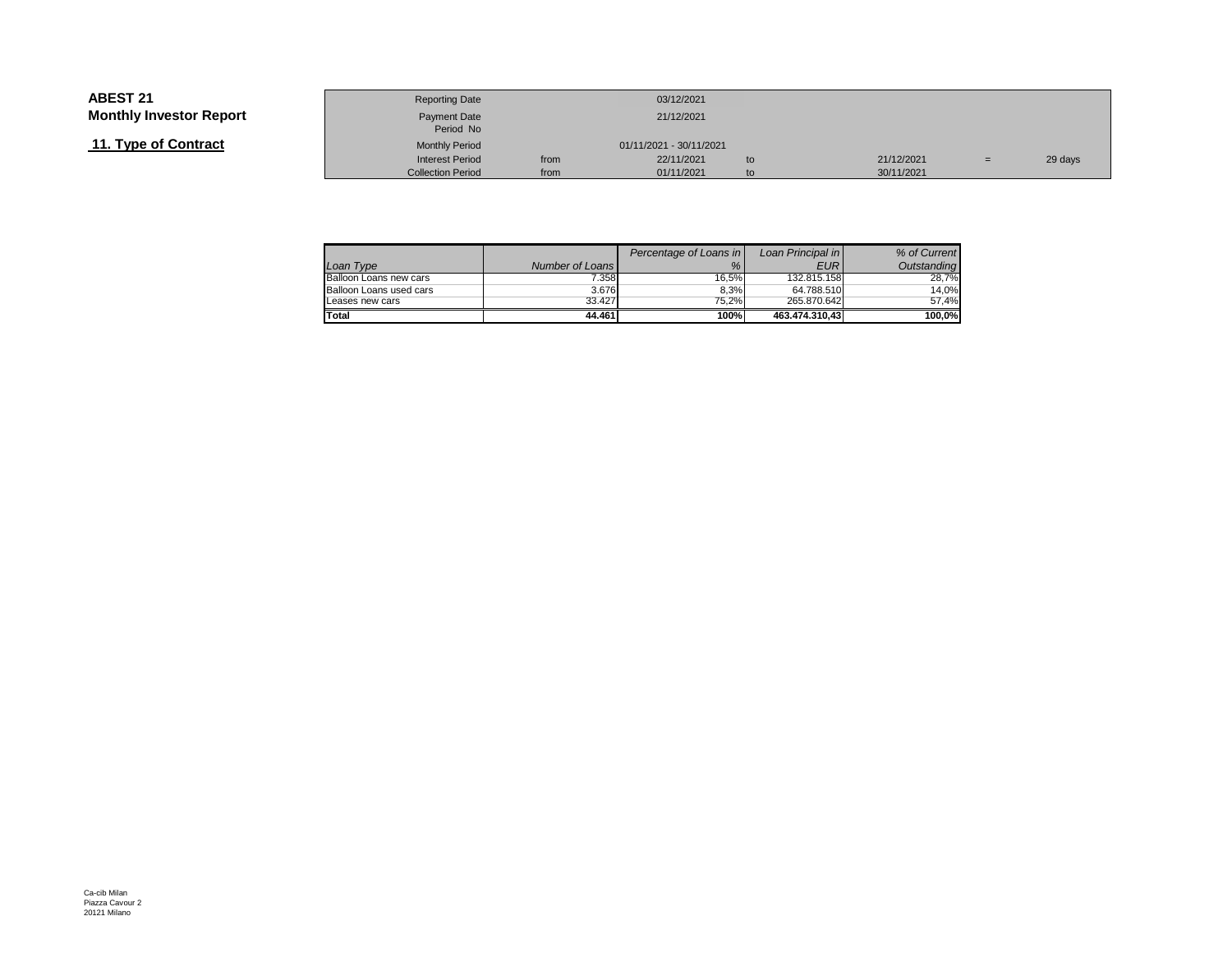**ABEST 21**
**Monthly Investor Report**

**11. Type of Contract**

| | | | | | | |
|---|---|---|---|---|---|---|
| Reporting Date | | 03/12/2021 | | | | |
| Payment Date | | 21/12/2021 | | | | |
| Period No | | | | | | |
| Monthly Period | | 01/11/2021 - 30/11/2021 | | | | |
| Interest Period | from | 22/11/2021 | to | 21/12/2021 | = | 29 days |
| Collection Period | from | 01/11/2021 | to | 30/11/2021 | | |

| *Loan Type* | *Number of Loans* | *Percentage of Loans in %* | *Loan Principal in EUR* | *% of Current Outstanding* |
|---|---|---|---|---|
| Balloon Loans new cars | 7.358 | 16,5% | 132.815.158 | 28,7% |
| Balloon Loans used cars | 3.676 | 8,3% | 64.788.510 | 14,0% |
| Leases new cars | 33.427 | 75,2% | 265.870.642 | 57,4% |
| **Total** | **44.461** | **100%** | **463.474.310,43** | **100,0%** |

Ca-cib Milan
Piazza Cavour 2
20121 Milano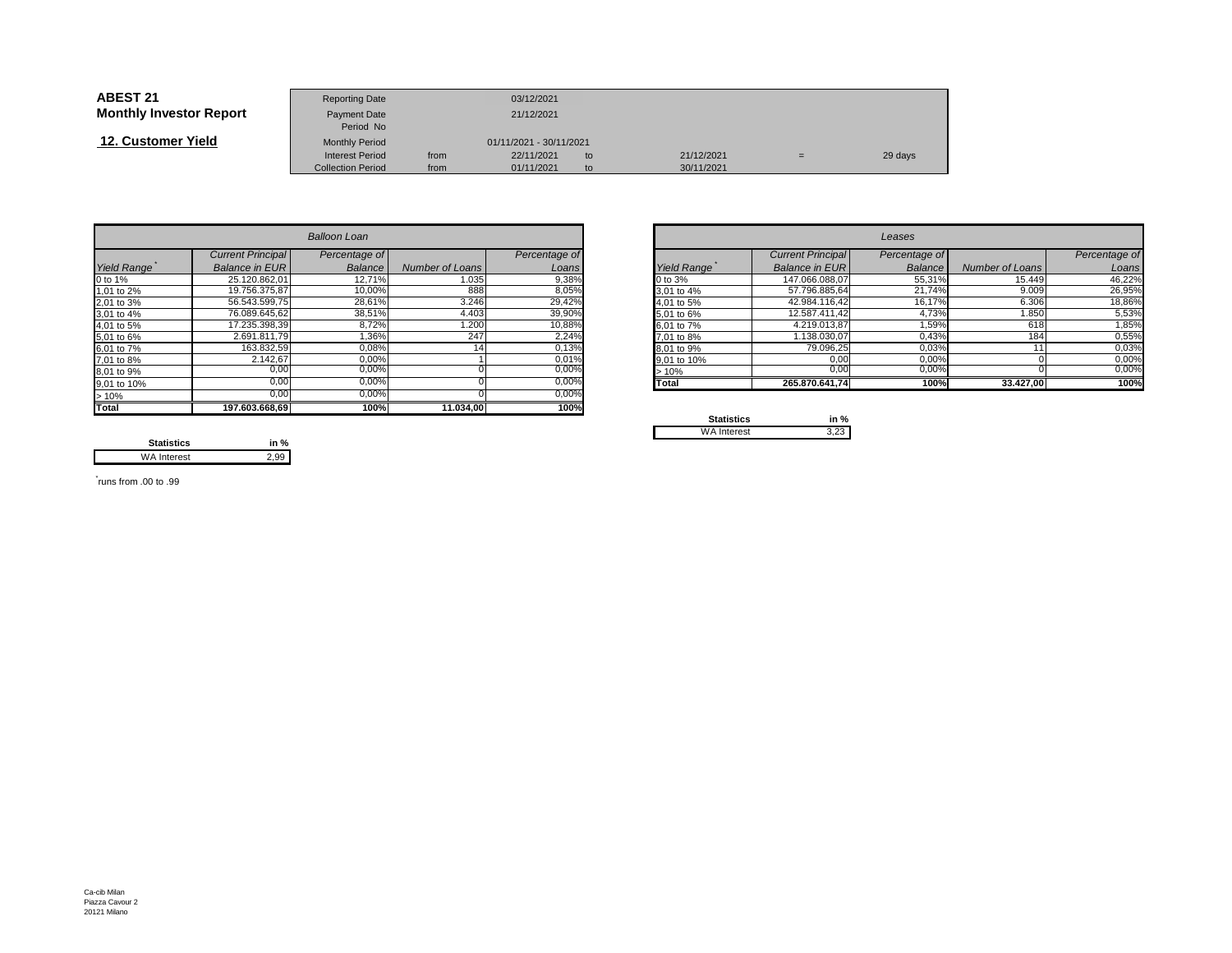# ABEST 21
## Monthly Investor Report

### 12. Customer Yield

| | | | | | | |
|---|---|---|---|---|---|---|
| Reporting Date | | 03/12/2021 | | | | |
| Payment Date | | 21/12/2021 | | | | |
| Period No | | | | | | |
| Monthly Period | | 01/11/2021 - 30/11/2021 | | | | |
| Interest Period | from | 22/11/2021 | to | 21/12/2021 | = | 29 days |
| Collection Period | from | 01/11/2021 | to | 30/11/2021 | | |

| *Balloon Loan* | | | | |
|---|---|---|---|---|
| *Yield Range** | *Current Principal Balance in EUR* | *Percentage of Balance* | *Number of Loans* | *Percentage of Loans* |
| 0 to 1% | 25.120.862,01 | 12,71% | 1.035 | 9,38% |
| 1,01 to 2% | 19.756.375,87 | 10,00% | 888 | 8,05% |
| 2,01 to 3% | 56.543.599,75 | 28,61% | 3.246 | 29,42% |
| 3,01 to 4% | 76.089.645,62 | 38,51% | 4.403 | 39,90% |
| 4,01 to 5% | 17.235.398,39 | 8,72% | 1.200 | 10,88% |
| 5,01 to 6% | 2.691.811,79 | 1,36% | 247 | 2,24% |
| 6,01 to 7% | 163.832,59 | 0,08% | 14 | 0,13% |
| 7,01 to 8% | 2.142,67 | 0,00% | 1 | 0,01% |
| 8,01 to 9% | 0,00 | 0,00% | 0 | 0,00% |
| 9,01 to 10% | 0,00 | 0,00% | 0 | 0,00% |
| > 10% | 0,00 | 0,00% | 0 | 0,00% |
| **Total** | **197.603.668,69** | **100%** | **11.034,00** | **100%** |

| Statistics | in % |
|---|---|
| WA Interest | 2,99 |

| *Leases* | | | | |
|---|---|---|---|---|
| *Yield Range** | *Current Principal Balance in EUR* | *Percentage of Balance* | *Number of Loans* | *Percentage of Loans* |
| 0 to 3% | 147.066.088,07 | 55,31% | 15.449 | 46,22% |
| 3,01 to 4% | 57.796.885,64 | 21,74% | 9.009 | 26,95% |
| 4,01 to 5% | 42.984.116,42 | 16,17% | 6.306 | 18,86% |
| 5,01 to 6% | 12.587.411,42 | 4,73% | 1.850 | 5,53% |
| 6,01 to 7% | 4.219.013,87 | 1,59% | 618 | 1,85% |
| 7,01 to 8% | 1.138.030,07 | 0,43% | 184 | 0,55% |
| 8,01 to 9% | 79.096,25 | 0,03% | 11 | 0,03% |
| 9,01 to 10% | 0,00 | 0,00% | 0 | 0,00% |
| > 10% | 0,00 | 0,00% | 0 | 0,00% |
| **Total** | **265.870.641,74** | **100%** | **33.427,00** | **100%** |

| Statistics | in % |
|---|---|
| WA Interest | 3,23 |

\* runs from .00 to .99

Ca-cib Milan
Piazza Cavour 2
20121 Milano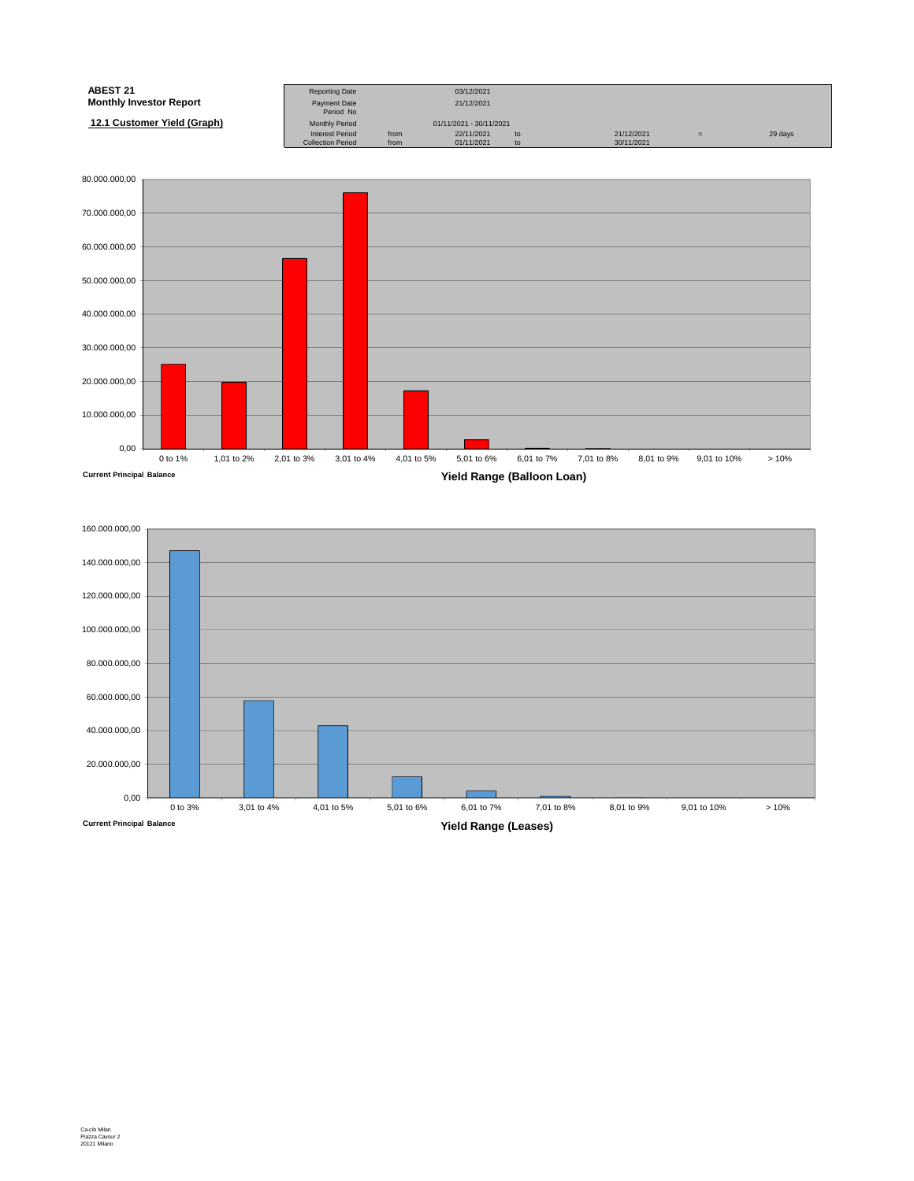**ABEST 21**
**Monthly Investor Report**

**12.1 Customer Yield (Graph)**

| Reporting Date | | 03/12/2021 | | | | |
|---|---|---|---|---|---|---|
| Payment Date | | 21/12/2021 | | | | |
| Period No | | | | | | |
| Monthly Period | | 01/11/2021 - 30/11/2021 | | | | |
| Interest Period | from | 22/11/2021 | to | 21/12/2021 | = | 29 days |
| Collection Period | from | 01/11/2021 | to | 30/11/2021 | | |

Current Principal Balance

Yield Range (Balloon Loan)

| Yield Range | Current Principal Balance (approx., read from chart) |
|---|---|
| 0 to 1% | 25.000.000,00 |
| 1,01 to 2% | 19.800.000,00 |
| 2,01 to 3% | 56.500.000,00 |
| 3,01 to 4% | 76.000.000,00 |
| 4,01 to 5% | 17.200.000,00 |
| 5,01 to 6% | 2.700.000,00 |
| 6,01 to 7% | 200.000,00 |
| 7,01 to 8% | 100.000,00 |
| 8,01 to 9% | 0,00 |
| 9,01 to 10% | 0,00 |
| > 10% | 0,00 |

Current Principal Balance

Yield Range (Leases)

| Yield Range | Current Principal Balance (approx., read from chart) |
|---|---|
| 0 to 3% | 147.000.000,00 |
| 3,01 to 4% | 58.000.000,00 |
| 4,01 to 5% | 43.000.000,00 |
| 5,01 to 6% | 12.500.000,00 |
| 6,01 to 7% | 4.000.000,00 |
| 7,01 to 8% | 1.000.000,00 |
| 8,01 to 9% | 0,00 |
| 9,01 to 10% | 0,00 |
| > 10% | 0,00 |

Ca-cib Milan
Piazza Cavour 2
20121 Milano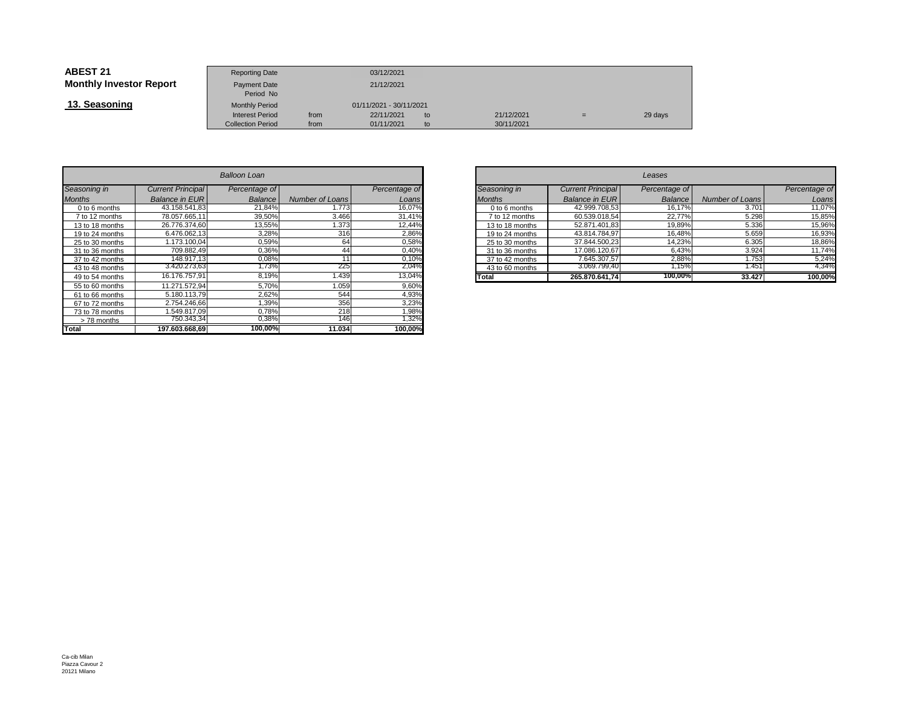**ABEST 21**
**Monthly Investor Report**

## 13. Seasoning

| | | | | | | |
|---|---|---|---|---|---|---|
| Reporting Date | | 03/12/2021 | | | | |
| Payment Date | | 21/12/2021 | | | | |
| Period No | | | | | | |
| Monthly Period | | 01/11/2021 - 30/11/2021 | | | | |
| Interest Period | from | 22/11/2021 | to | 21/12/2021 | = | 29 days |
| Collection Period | from | 01/11/2021 | to | 30/11/2021 | | |

*Balloon Loan*

| *Seasoning in Months* | *Current Principal Balance in EUR* | *Percentage of Balance* | *Number of Loans* | *Percentage of Loans* |
|---|---|---|---|---|
| 0 to 6 months | 43.158.541,83 | 21,84% | 1.773 | 16,07% |
| 7 to 12 months | 78.057.665,11 | 39,50% | 3.466 | 31,41% |
| 13 to 18 months | 26.776.374,60 | 13,55% | 1.373 | 12,44% |
| 19 to 24 months | 6.476.062,13 | 3,28% | 316 | 2,86% |
| 25 to 30 months | 1.173.100,04 | 0,59% | 64 | 0,58% |
| 31 to 36 months | 709.882,49 | 0,36% | 44 | 0,40% |
| 37 to 42 months | 148.917,13 | 0,08% | 11 | 0,10% |
| 43 to 48 months | 3.420.273,63 | 1,73% | 225 | 2,04% |
| 49 to 54 months | 16.176.757,91 | 8,19% | 1.439 | 13,04% |
| 55 to 60 months | 11.271.572,94 | 5,70% | 1.059 | 9,60% |
| 61 to 66 months | 5.180.113,79 | 2,62% | 544 | 4,93% |
| 67 to 72 months | 2.754.246,66 | 1,39% | 356 | 3,23% |
| 73 to 78 months | 1.549.817,09 | 0,78% | 218 | 1,98% |
| > 78 months | 750.343,34 | 0,38% | 146 | 1,32% |
| **Total** | **197.603.668,69** | **100,00%** | **11.034** | **100,00%** |

*Leases*

| *Seasoning in Months* | *Current Principal Balance in EUR* | *Percentage of Balance* | *Number of Loans* | *Percentage of Loans* |
|---|---|---|---|---|
| 0 to 6 months | 42.999.708,53 | 16,17% | 3.701 | 11,07% |
| 7 to 12 months | 60.539.018,54 | 22,77% | 5.298 | 15,85% |
| 13 to 18 months | 52.871.401,83 | 19,89% | 5.336 | 15,96% |
| 19 to 24 months | 43.814.784,97 | 16,48% | 5.659 | 16,93% |
| 25 to 30 months | 37.844.500,23 | 14,23% | 6.305 | 18,86% |
| 31 to 36 months | 17.086.120,67 | 6,43% | 3.924 | 11,74% |
| 37 to 42 months | 7.645.307,57 | 2,88% | 1.753 | 5,24% |
| 43 to 60 months | 3.069.799,40 | 1,15% | 1.451 | 4,34% |
| **Total** | **265.870.641,74** | **100,00%** | **33.427** | **100,00%** |

Ca-cib Milan
Piazza Cavour 2
20121 Milano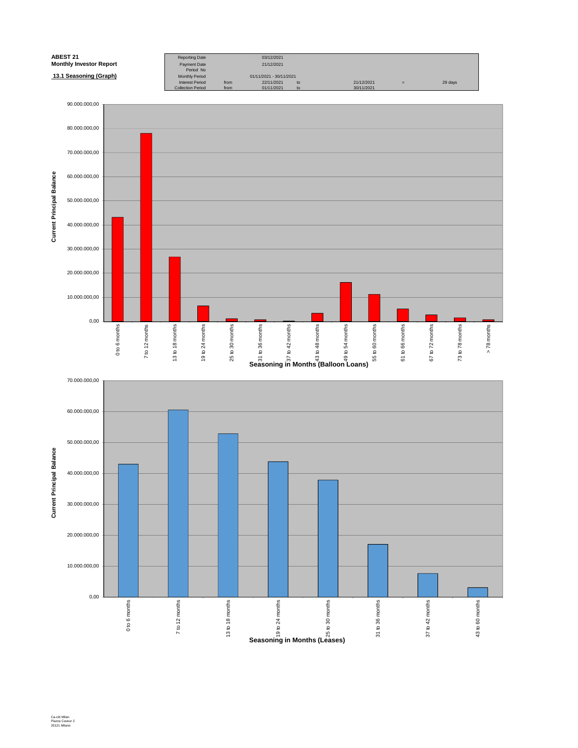**ABEST 21**
**Monthly Investor Report**

**13.1 Seasoning (Graph)**

| | | | | | | | |
|---|---|---|---|---|---|---|---|
| Reporting Date | | 03/12/2021 | | | | | |
| Payment Date | | 21/12/2021 | | | | | |
| Period No | | | | | | | |
| Monthly Period | | 01/11/2021 - 30/11/2021 | | | | | |
| Interest Period | from | 22/11/2021 | to | 21/12/2021 | = | 29 days | |
| Collection Period | from | 01/11/2021 | to | 30/11/2021 | | | |

Current Principal Balance

Seasoning in Months (Balloon Loans)

| Seasoning | Current Principal Balance (approx.) |
|---|---|
| 0 to 6 months | 43.000.000,00 |
| 7 to 12 months | 78.000.000,00 |
| 13 to 18 months | 26.500.000,00 |
| 19 to 24 months | 6.500.000,00 |
| 25 to 30 months | 1.200.000,00 |
| 31 to 36 months | 700.000,00 |
| 37 to 42 months | 200.000,00 |
| 43 to 48 months | 3.400.000,00 |
| 49 to 54 months | 16.000.000,00 |
| 55 to 60 months | 11.000.000,00 |
| 61 to 66 months | 5.200.000,00 |
| 67 to 72 months | 2.700.000,00 |
| 73 to 78 months | 1.500.000,00 |
| > 78 months | 700.000,00 |

Current Principal Balance

Seasoning in Months (Leases)

| Seasoning | Current Principal Balance (approx.) |
|---|---|
| 0 to 6 months | 43.000.000,00 |
| 7 to 12 months | 60.500.000,00 |
| 13 to 18 months | 53.000.000,00 |
| 19 to 24 months | 44.000.000,00 |
| 25 to 30 months | 38.000.000,00 |
| 31 to 36 months | 17.000.000,00 |
| 37 to 42 months | 7.600.000,00 |
| 43 to 60 months | 3.000.000,00 |

Ca-cib Milan
Piazza Cavour 2
20121 Milano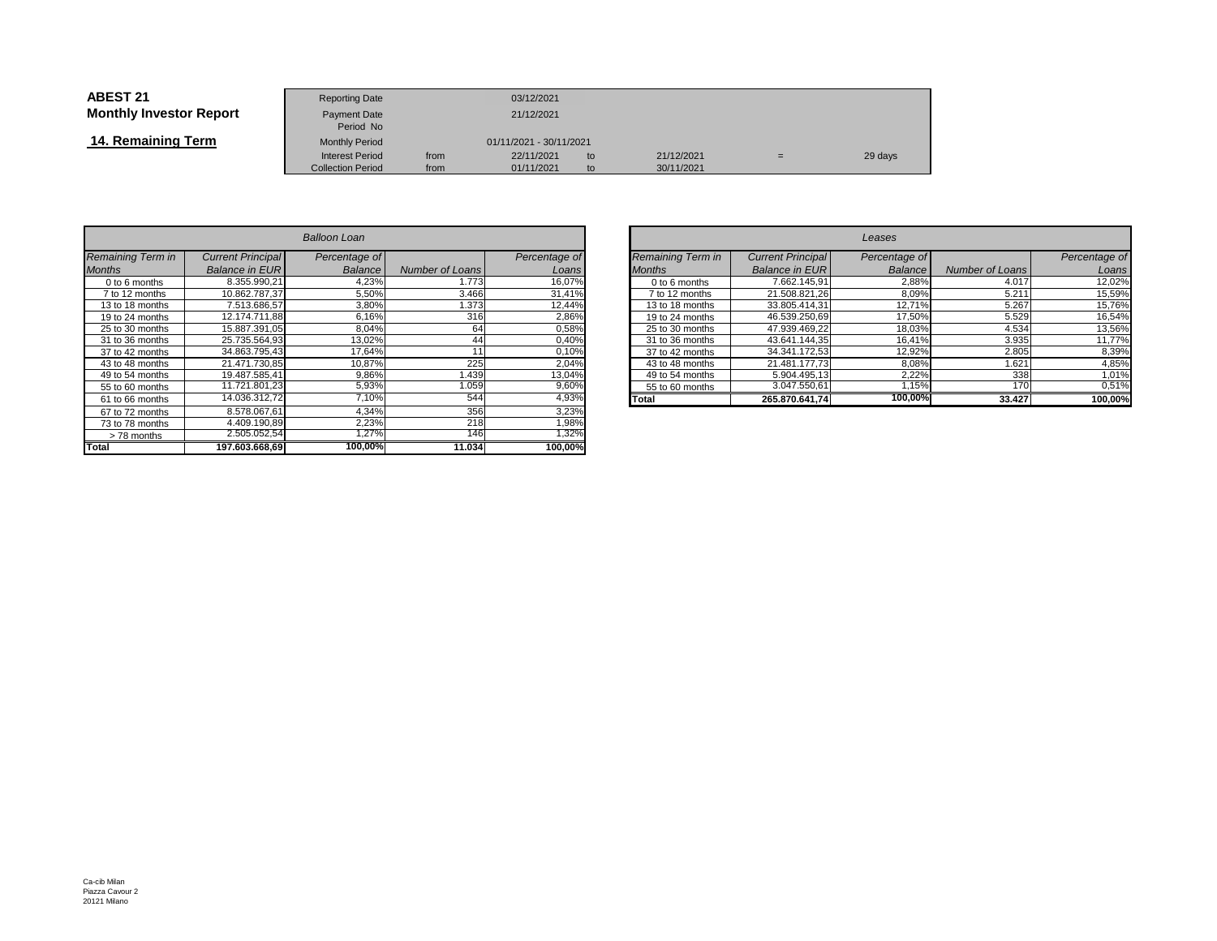**ABEST 21**
**Monthly Investor Report**

**14. Remaining Term**

| Reporting Date | | 03/12/2021 | | | | |
|---|---|---|---|---|---|---|
| Payment Date | | 21/12/2021 | | | | |
| Period No | | | | | | |
| Monthly Period | | 01/11/2021 - 30/11/2021 | | | | |
| Interest Period | from | 22/11/2021 | to | 21/12/2021 | = | 29 days |
| Collection Period | from | 01/11/2021 | to | 30/11/2021 | | |

| *Balloon Loan* | | | | |
|---|---|---|---|---|
| *Remaining Term in Months* | *Current Principal Balance in EUR* | *Percentage of Balance* | *Number of Loans* | *Percentage of Loans* |
| 0 to 6 months | 8.355.990,21 | 4,23% | 1.773 | 16,07% |
| 7 to 12 months | 10.862.787,37 | 5,50% | 3.466 | 31,41% |
| 13 to 18 months | 7.513.686,57 | 3,80% | 1.373 | 12,44% |
| 19 to 24 months | 12.174.711,88 | 6,16% | 316 | 2,86% |
| 25 to 30 months | 15.887.391,05 | 8,04% | 64 | 0,58% |
| 31 to 36 months | 25.735.564,93 | 13,02% | 44 | 0,40% |
| 37 to 42 months | 34.863.795,43 | 17,64% | 11 | 0,10% |
| 43 to 48 months | 21.471.730,85 | 10,87% | 225 | 2,04% |
| 49 to 54 months | 19.487.585,41 | 9,86% | 1.439 | 13,04% |
| 55 to 60 months | 11.721.801,23 | 5,93% | 1.059 | 9,60% |
| 61 to 66 months | 14.036.312,72 | 7,10% | 544 | 4,93% |
| 67 to 72 months | 8.578.067,61 | 4,34% | 356 | 3,23% |
| 73 to 78 months | 4.409.190,89 | 2,23% | 218 | 1,98% |
| > 78 months | 2.505.052,54 | 1,27% | 146 | 1,32% |
| **Total** | **197.603.668,69** | **100,00%** | **11.034** | **100,00%** |

| *Leases* | | | | |
|---|---|---|---|---|
| *Remaining Term in Months* | *Current Principal Balance in EUR* | *Percentage of Balance* | *Number of Loans* | *Percentage of Loans* |
| 0 to 6 months | 7.662.145,91 | 2,88% | 4.017 | 12,02% |
| 7 to 12 months | 21.508.821,26 | 8,09% | 5.211 | 15,59% |
| 13 to 18 months | 33.805.414,31 | 12,71% | 5.267 | 15,76% |
| 19 to 24 months | 46.539.250,69 | 17,50% | 5.529 | 16,54% |
| 25 to 30 months | 47.939.469,22 | 18,03% | 4.534 | 13,56% |
| 31 to 36 months | 43.641.144,35 | 16,41% | 3.935 | 11,77% |
| 37 to 42 months | 34.341.172,53 | 12,92% | 2.805 | 8,39% |
| 43 to 48 months | 21.481.177,73 | 8,08% | 1.621 | 4,85% |
| 49 to 54 months | 5.904.495,13 | 2,22% | 338 | 1,01% |
| 55 to 60 months | 3.047.550,61 | 1,15% | 170 | 0,51% |
| **Total** | **265.870.641,74** | **100,00%** | **33.427** | **100,00%** |

Ca-cib Milan
Piazza Cavour 2
20121 Milano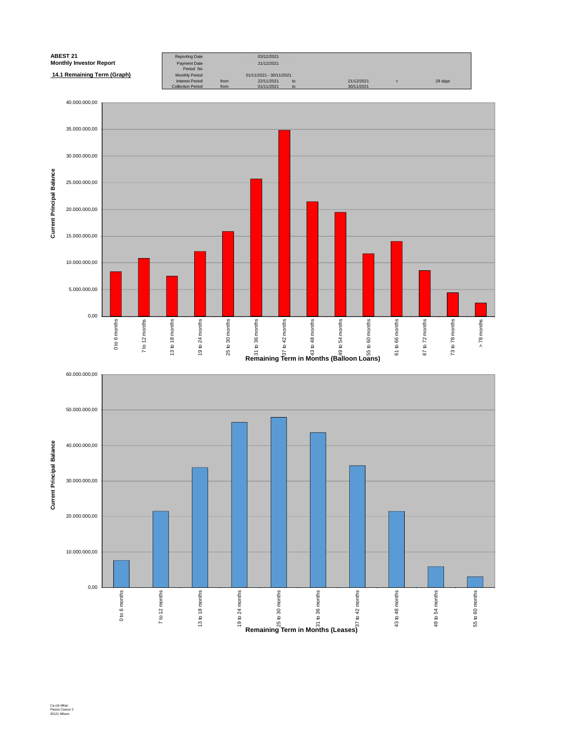**ABEST 21**
**Monthly Investor Report**

**14.1 Remaining Term (Graph)**

| | | | | | | |
|---|---|---|---|---|---|---|
| Reporting Date | | 03/12/2021 | | | | |
| Payment Date | | 21/12/2021 | | | | |
| Period No | | | | | | |
| Monthly Period | | 01/11/2021 - 30/11/2021 | | | | |
| Interest Period | from | 22/11/2021 | to | 21/12/2021 | = | 29 days |
| Collection Period | from | 01/11/2021 | to | 30/11/2021 | | |

Current Principal Balance

0,00 | 5.000.000,00 | 10.000.000,00 | 15.000.000,00 | 20.000.000,00 | 25.000.000,00 | 30.000.000,00 | 35.000.000,00 | 40.000.000,00

0 to 6 months | 7 to 12 months | 13 to 18 months | 19 to 24 months | 25 to 30 months | 31 to 36 months | 37 to 42 months | 43 to 48 months | 49 to 54 months | 55 to 60 months | 61 to 66 months | 67 to 72 months | 73 to 78 months | > 78 months

**Remaining Term in Months (Balloon Loans)**

Current Principal Balance

0,00 | 10.000.000,00 | 20.000.000,00 | 30.000.000,00 | 40.000.000,00 | 50.000.000,00 | 60.000.000,00

0 to 6 months | 7 to 12 months | 13 to 18 months | 19 to 24 months | 25 to 30 months | 31 to 36 months | 37 to 42 months | 43 to 48 months | 49 to 54 months | 55 to 60 months

**Remaining Term in Months (Leases)**

Ca-cib Milan
Piazza Cavour 2
20121 Milano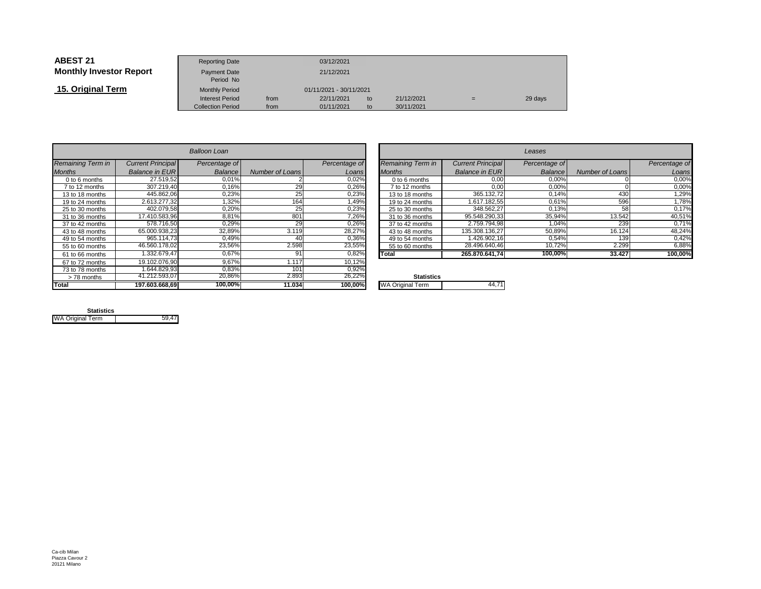**ABEST 21**
**Monthly Investor Report**

**15. Original Term**

| | | | | | | |
|---|---|---|---|---|---|---|
| Reporting Date | | 03/12/2021 | | | | |
| Payment Date | | 21/12/2021 | | | | |
| Period No | | | | | | |
| Monthly Period | | 01/11/2021 - 30/11/2021 | | | | |
| Interest Period | from | 22/11/2021 | to | 21/12/2021 | = | 29 days |
| Collection Period | from | 01/11/2021 | to | 30/11/2021 | | |

| *Balloon Loan* | | | | |
|---|---|---|---|---|
| *Remaining Term in Months* | *Current Principal Balance in EUR* | *Percentage of Balance* | *Number of Loans* | *Percentage of Loans* |
| 0 to 6 months | 27.519,52 | 0,01% | 2 | 0,02% |
| 7 to 12 months | 307.219,40 | 0,16% | 29 | 0,26% |
| 13 to 18 months | 445.862,06 | 0,23% | 25 | 0,23% |
| 19 to 24 months | 2.613.277,32 | 1,32% | 164 | 1,49% |
| 25 to 30 months | 402.079,58 | 0,20% | 25 | 0,23% |
| 31 to 36 months | 17.410.583,96 | 8,81% | 801 | 7,26% |
| 37 to 42 months | 578.716,50 | 0,29% | 29 | 0,26% |
| 43 to 48 months | 65.000.938,23 | 32,89% | 3.119 | 28,27% |
| 49 to 54 months | 965.114,73 | 0,49% | 40 | 0,36% |
| 55 to 60 months | 46.560.178,02 | 23,56% | 2.598 | 23,55% |
| 61 to 66 months | 1.332.679,47 | 0,67% | 91 | 0,82% |
| 67 to 72 months | 19.102.076,90 | 9,67% | 1.117 | 10,12% |
| 73 to 78 months | 1.644.829,93 | 0,83% | 101 | 0,92% |
| > 78 months | 41.212.593,07 | 20,86% | 2.893 | 26,22% |
| **Total** | **197.603.668,69** | **100,00%** | **11.034** | **100,00%** |

| Statistics | |
|---|---|
| WA Original Term | 59,47 |

| *Leases* | | | | |
|---|---|---|---|---|
| *Remaining Term in Months* | *Current Principal Balance in EUR* | *Percentage of Balance* | *Number of Loans* | *Percentage of Loans* |
| 0 to 6 months | 0,00 | 0,00% | 0 | 0,00% |
| 7 to 12 months | 0,00 | 0,00% | 0 | 0,00% |
| 13 to 18 months | 365.132,72 | 0,14% | 430 | 1,29% |
| 19 to 24 months | 1.617.182,55 | 0,61% | 596 | 1,78% |
| 25 to 30 months | 348.562,27 | 0,13% | 58 | 0,17% |
| 31 to 36 months | 95.548.290,33 | 35,94% | 13.542 | 40,51% |
| 37 to 42 months | 2.759.794,98 | 1,04% | 239 | 0,71% |
| 43 to 48 months | 135.308.136,27 | 50,89% | 16.124 | 48,24% |
| 49 to 54 months | 1.426.902,16 | 0,54% | 139 | 0,42% |
| 55 to 60 months | 28.496.640,46 | 10,72% | 2.299 | 6,88% |
| **Total** | **265.870.641,74** | **100,00%** | **33.427** | **100,00%** |

| Statistics | |
|---|---|
| WA Original Term | 44,71 |

Ca-cib Milan
Piazza Cavour 2
20121 Milano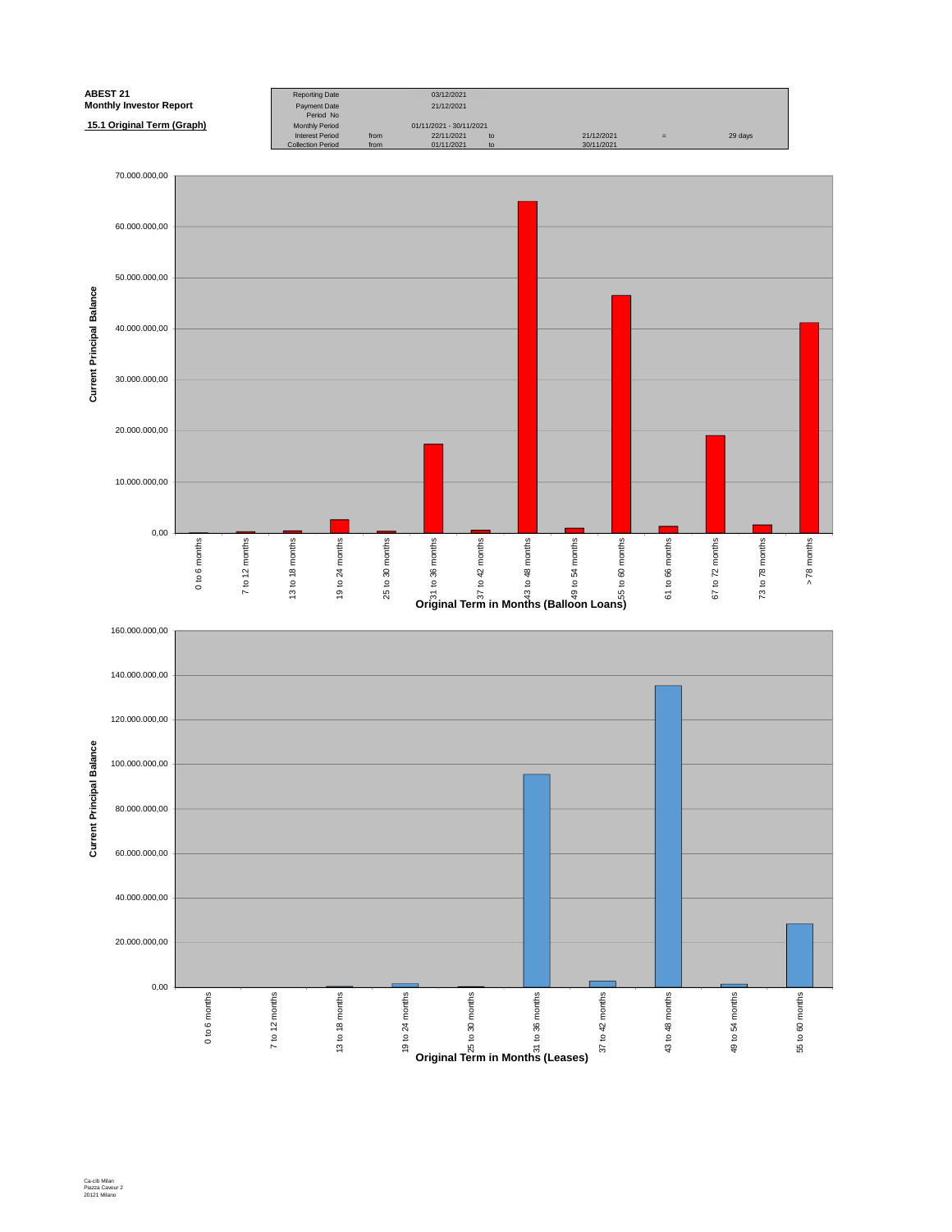**ABEST 21**
**Monthly Investor Report**

**15.1 Original Term (Graph)**

| | | | | | | |
|---|---|---|---|---|---|---|
| Reporting Date | | 03/12/2021 | | | | |
| Payment Date | | 21/12/2021 | | | | |
| Period No | | | | | | |
| Monthly Period | | 01/11/2021 - 30/11/2021 | | | | |
| Interest Period | from | 22/11/2021 | to | 21/12/2021 | = | 29 days |
| Collection Period | from | 01/11/2021 | to | 30/11/2021 | | |

Current Principal Balance

0,00 | 10.000.000,00 | 20.000.000,00 | 30.000.000,00 | 40.000.000,00 | 50.000.000,00 | 60.000.000,00 | 70.000.000,00

0 to 6 months | 7 to 12 months | 13 to 18 months | 19 to 24 months | 25 to 30 months | 31 to 36 months | 37 to 42 months | 43 to 48 months | 49 to 54 months | 55 to 60 months | 61 to 66 months | 67 to 72 months | 73 to 78 months | > 78 months

**Original Term in Months (Balloon Loans)**

Current Principal Balance

0,00 | 20.000.000,00 | 40.000.000,00 | 60.000.000,00 | 80.000.000,00 | 100.000.000,00 | 120.000.000,00 | 140.000.000,00 | 160.000.000,00

0 to 6 months | 7 to 12 months | 13 to 18 months | 19 to 24 months | 25 to 30 months | 31 to 36 months | 37 to 42 months | 43 to 48 months | 49 to 54 months | 55 to 60 months

**Original Term in Months (Leases)**

Ca-cib Milan
Piazza Cavour 2
20121 Milano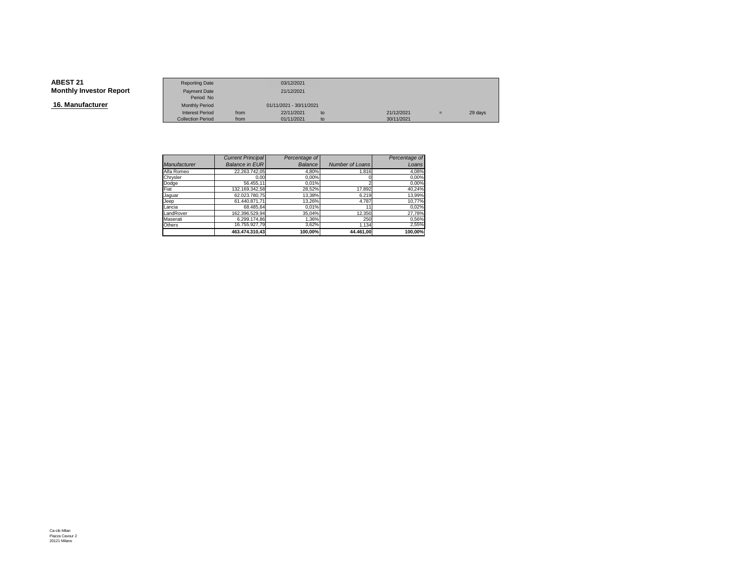**ABEST 21**
**Monthly Investor Report**

## 16. Manufacturer

| | | | | | | |
|---|---|---|---|---|---|---|
| Reporting Date | | 03/12/2021 | | | | |
| Payment Date | | 21/12/2021 | | | | |
| Period No | | | | | | |
| Monthly Period | | 01/11/2021 - 30/11/2021 | | | | |
| Interest Period | from | 22/11/2021 | to | 21/12/2021 | = | 29 days |
| Collection Period | from | 01/11/2021 | to | 30/11/2021 | | |

| *Manufacturer* | *Current Principal Balance in EUR* | *Percentage of Balance* | *Number of Loans* | *Percentage of Loans* |
|---|---|---|---|---|
| Alfa Romeo | 22.263.742,05 | 4,80% | 1.816 | 4,08% |
| Chrysler | 0,00 | 0,00% | 0 | 0,00% |
| Dodge | 56.455,11 | 0,01% | 2 | 0,00% |
| Fiat | 132.169.342,58 | 28,52% | 17.892 | 40,24% |
| Jaguar | 62.023.780,75 | 13,38% | 6.219 | 13,99% |
| Jeep | 61.440.871,71 | 13,26% | 4.787 | 10,77% |
| Lancia | 68.485,64 | 0,01% | 11 | 0,02% |
| LandRover | 162.396.529,94 | 35,04% | 12.350 | 27,78% |
| Maserati | 6.299.174,86 | 1,36% | 250 | 0,56% |
| Others | 16.755.927,79 | 3,62% | 1.134 | 2,55% |
| | **463.474.310,43** | **100,00%** | **44.461,00** | **100,00%** |

Ca-cib Milan
Piazza Cavour 2
20121 Milano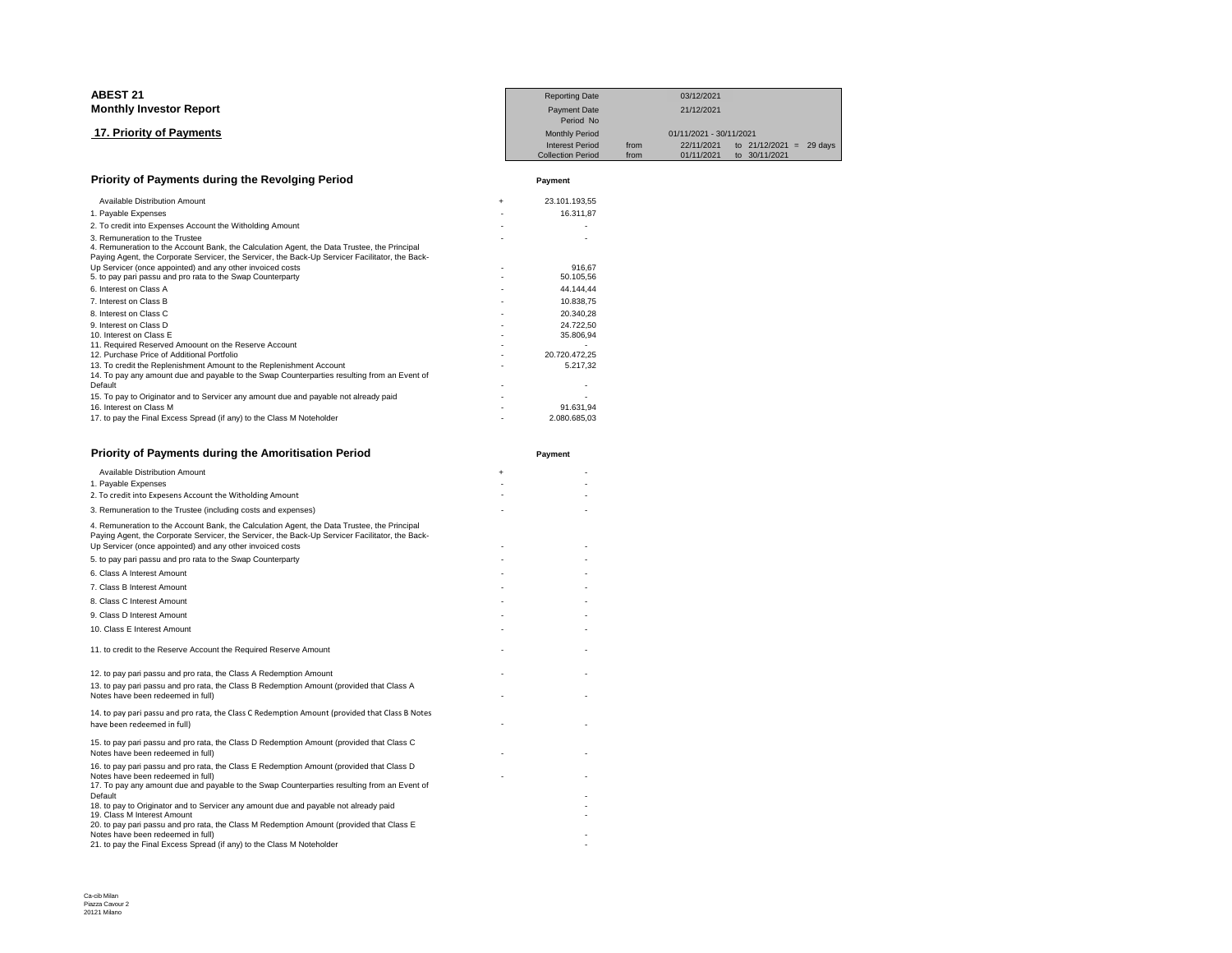# ABEST 21

## Monthly Investor Report

### 17. Priority of Payments

| Reporting Date | | 03/12/2021 | |
|---|---|---|---|
| Payment Date | | 21/12/2021 | |
| Period No | | | |
| Monthly Period | | 01/11/2021 - 30/11/2021 | |
| Interest Period | from | 22/11/2021 | to 21/12/2021 = 29 days |
| Collection Period | from | 01/11/2021 | to 30/11/2021 |

### Priority of Payments during the Revolging Period

| | | Payment |
|---|---|---|
| Available Distribution Amount | + | 23.101.193,55 |
| 1. Payable Expenses | - | 16.311,87 |
| 2. To credit into Expenses Account the Witholding Amount | - | - |
| 3. Remuneration to the Trustee | - | - |
| 4. Remuneration to the Account Bank, the Calculation Agent, the Data Trustee, the Principal Paying Agent, the Corporate Servicer, the Servicer, the Back-Up Servicer Facilitator, the Back-Up Servicer (once appointed) and any other invoiced costs | - | 916,67 |
| 5. to pay pari passu and pro rata to the Swap Counterparty | - | 50.105,56 |
| 6. Interest on Class A | - | 44.144,44 |
| 7. Interest on Class B | - | 10.838,75 |
| 8. Interest on Class C | - | 20.340,28 |
| 9. Interest on Class D | - | 24.722,50 |
| 10. Interest on Class E | - | 35.806,94 |
| 11. Required Reserved Amoount on the Reserve Account | - | - |
| 12. Purchase Price of Additional Portfolio | - | 20.720.472,25 |
| 13. To credit the Replenishment Amount to the Replenishment Account | - | 5.217,32 |
| 14. To pay any amount due and payable to the Swap Counterparties resulting from an Event of Default | - | - |
| 15. To pay to Originator and to Servicer any amount due and payable not already paid | - | - |
| 16. Interest on Class M | - | 91.631,94 |
| 17. to pay the Final Excess Spread (if any) to the Class M Noteholder | - | 2.080.685,03 |

### Priority of Payments during the Amoritisation Period

| | | Payment |
|---|---|---|
| Available Distribution Amount | + | - |
| 1. Payable Expenses | - | - |
| 2. To credit into Expesens Account the Witholding Amount | - | - |
| 3. Remuneration to the Trustee (including costs and expenses) | - | - |
| 4. Remuneration to the Account Bank, the Calculation Agent, the Data Trustee, the Principal Paying Agent, the Corporate Servicer, the Servicer, the Back-Up Servicer Facilitator, the Back-Up Servicer (once appointed) and any other invoiced costs | - | - |
| 5. to pay pari passu and pro rata to the Swap Counterparty | - | - |
| 6. Class A Interest Amount | - | - |
| 7. Class B Interest Amount | - | - |
| 8. Class C Interest Amount | - | - |
| 9. Class D Interest Amount | - | - |
| 10. Class E Interest Amount | - | - |
| 11. to credit to the Reserve Account the Required Reserve Amount | - | - |
| 12. to pay pari passu and pro rata, the Class A Redemption Amount | - | - |
| 13. to pay pari passu and pro rata, the Class B Redemption Amount (provided that Class A Notes have been redeemed in full) | - | - |
| 14. to pay pari passu and pro rata, the Class C Redemption Amount (provided that Class B Notes have been redeemed in full) | - | - |
| 15. to pay pari passu and pro rata, the Class D Redemption Amount (provided that Class C Notes have been redeemed in full) | - | - |
| 16. to pay pari passu and pro rata, the Class E Redemption Amount (provided that Class D Notes have been redeemed in full) | - | - |
| 17. To pay any amount due and payable to the Swap Counterparties resulting from an Event of Default | | - |
| 18. to pay to Originator and to Servicer any amount due and payable not already paid | | - |
| 19. Class M Interest Amount | | - |
| 20. to pay pari passu and pro rata, the Class M Redemption Amount (provided that Class E Notes have been redeemed in full) | | - |
| 21. to pay the Final Excess Spread (if any) to the Class M Noteholder | | - |

Ca-cib Milan
Piazza Cavour 2
20121 Milano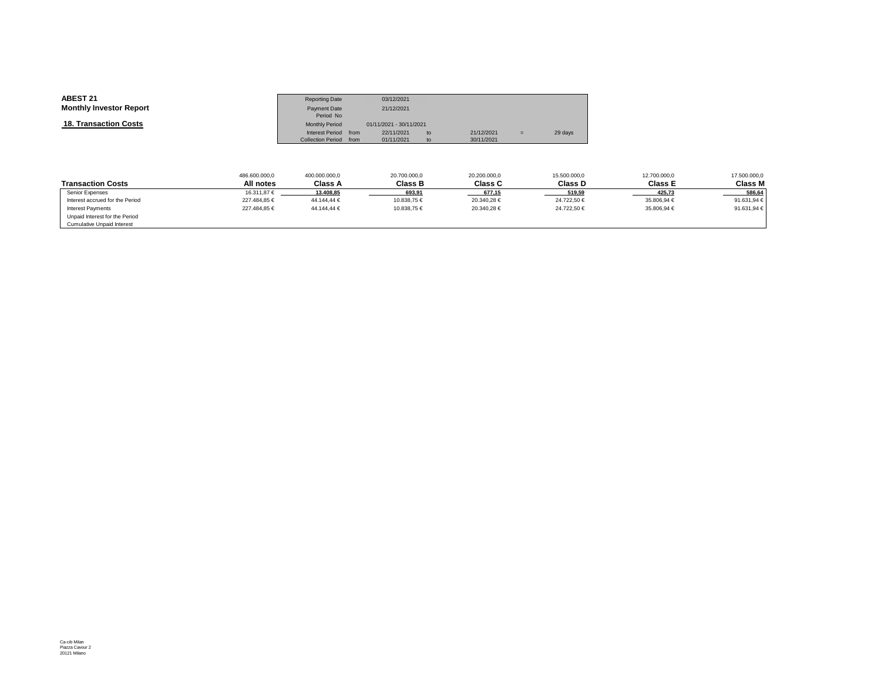**ABEST 21**
**Monthly Investor Report**

## 18. Transaction Costs

| Reporting Date | | 03/12/2021 | | | | |
|---|---|---|---|---|---|---|
| Payment Date | | 21/12/2021 | | | | |
| Period No | | | | | | |
| Monthly Period | | 01/11/2021 - 30/11/2021 | | | | |
| Interest Period | from | 22/11/2021 | to | 21/12/2021 | = | 29 days |
| Collection Period | from | 01/11/2021 | to | 30/11/2021 | | |

| | 486.600.000,0 | 400.000.000,0 | 20.700.000,0 | 20.200.000,0 | 15.500.000,0 | 12.700.000,0 | 17.500.000,0 |
|---|---|---|---|---|---|---|---|
| **Transaction Costs** | **All notes** | **Class A** | **Class B** | **Class C** | **Class D** | **Class E** | **Class M** |
| Senior Expenses | 16.311,87 € | 13.408,85 | 693,91 | 677,15 | 519,59 | 425,73 | 586,64 |
| Interest accrued for the Period | 227.484,85 € | 44.144,44 € | 10.838,75 € | 20.340,28 € | 24.722,50 € | 35.806,94 € | 91.631,94 € |
| Interest Payments | 227.484,85 € | 44.144,44 € | 10.838,75 € | 20.340,28 € | 24.722,50 € | 35.806,94 € | 91.631,94 € |
| Unpaid Interest for the Period | | | | | | | |
| Cumulative Unpaid Interest | | | | | | | |

Ca-cib Milan
Piazza Cavour 2
20121 Milano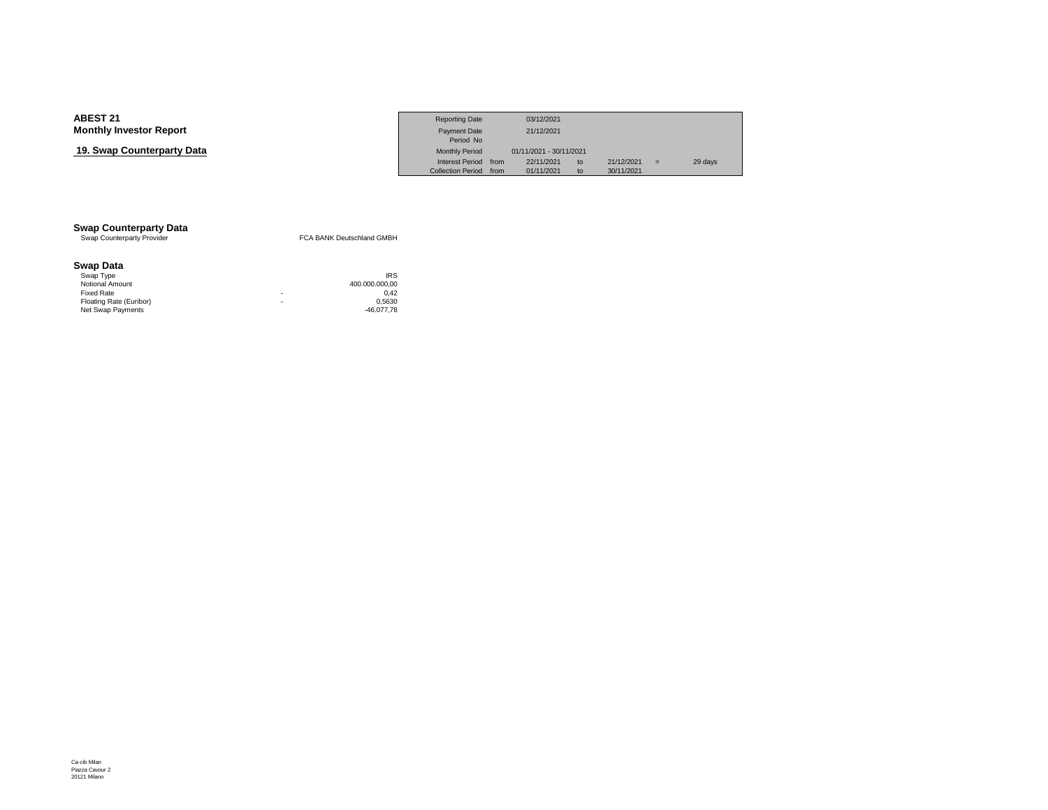**ABEST 21**
**Monthly Investor Report**

**19. Swap Counterparty Data**

| | | | | | | |
|---|---|---|---|---|---|---|
| Reporting Date | | 03/12/2021 | | | | |
| Payment Date | | 21/12/2021 | | | | |
| Period No | | | | | | |
| Monthly Period | | 01/11/2021 - 30/11/2021 | | | | |
| Interest Period | from | 22/11/2021 | to | 21/12/2021 | = | 29 days |
| Collection Period | from | 01/11/2021 | to | 30/11/2021 | | |

### Swap Counterparty Data

| | | |
|---|---|---|
| Swap Counterparty Provider | | FCA BANK Deutschland GMBH |

### Swap Data

| | | |
|---|---|---|
| Swap Type | | IRS |
| Notional Amount | | 400.000.000,00 |
| Fixed Rate | - | 0,42 |
| Floating Rate (Euribor) | - | 0,5630 |
| Net Swap Payments | | -46.077,78 |

Ca-cib Milan
Piazza Cavour 2
20121 Milano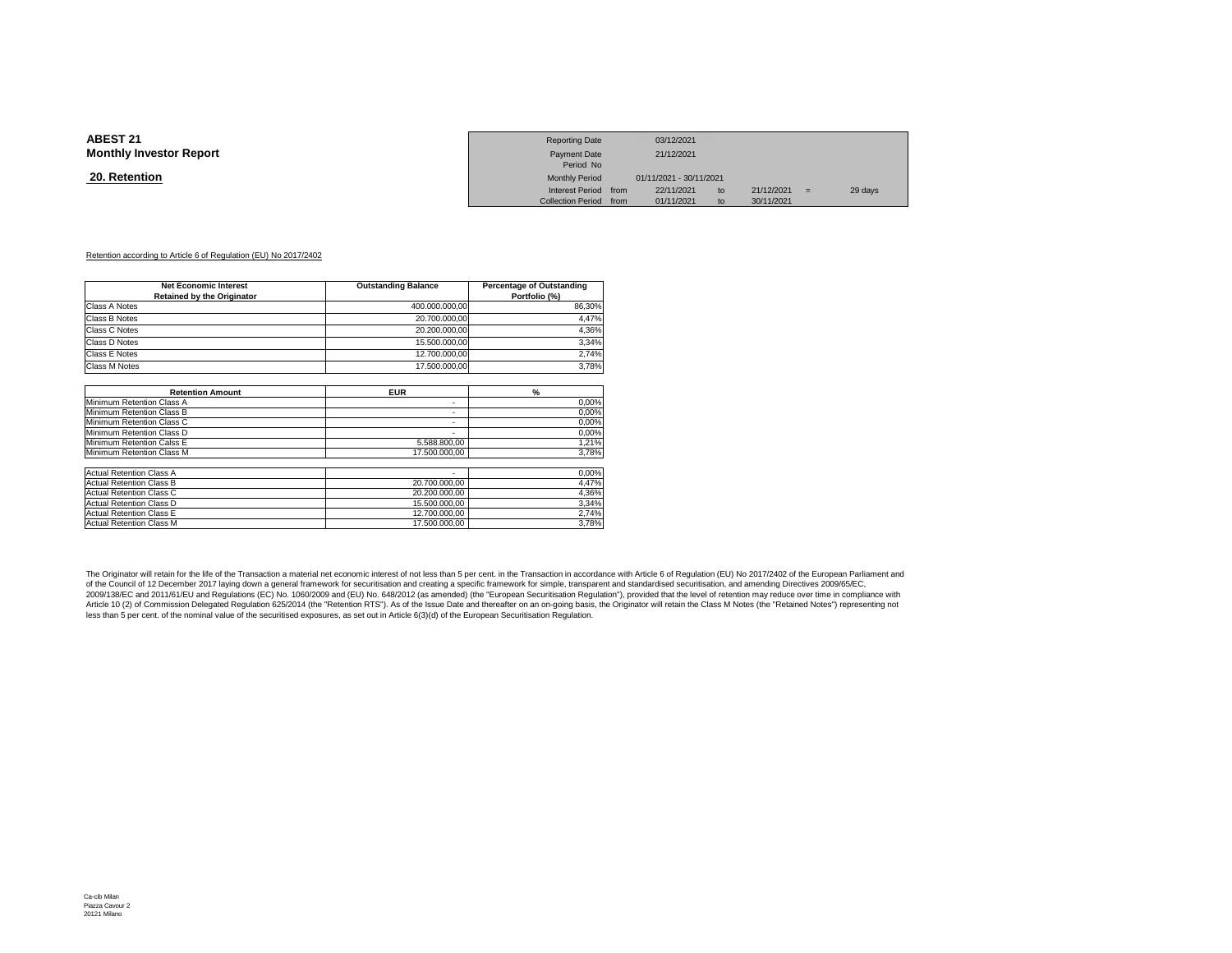**ABEST 21**
**Monthly Investor Report**

## 20. Retention

| | | | | | | | |
|---|---|---|---|---|---|---|---|
| Reporting Date | | 03/12/2021 | | | | | |
| Payment Date | | 21/12/2021 | | | | | |
| Period No | | | | | | | |
| Monthly Period | | 01/11/2021 - 30/11/2021 | | | | | |
| Interest Period | from | 22/11/2021 | to | 21/12/2021 | = | 29 days |
| Collection Period | from | 01/11/2021 | to | 30/11/2021 | | | |

Retention according to Article 6 of Regulation (EU) No 2017/2402

| Net Economic Interest Retained by the Originator | Outstanding Balance | Percentage of Outstanding Portfolio (%) |
|---|---|---|
| Class A Notes | 400.000.000,00 | 86,30% |
| Class B Notes | 20.700.000,00 | 4,47% |
| Class C Notes | 20.200.000,00 | 4,36% |
| Class D Notes | 15.500.000,00 | 3,34% |
| Class E Notes | 12.700.000,00 | 2,74% |
| Class M Notes | 17.500.000,00 | 3,78% |

| Retention Amount | EUR | % |
|---|---|---|
| Minimum Retention Class A | - | 0,00% |
| Minimum Retention Class B | - | 0,00% |
| Minimum Retention Class C | - | 0,00% |
| Minimum Retention Class D | - | 0,00% |
| Minimum Retention Calss E | 5.588.800,00 | 1,21% |
| Minimum Retention Class M | 17.500.000,00 | 3,78% |
| | | |
| Actual Retention Class A | - | 0,00% |
| Actual Retention Class B | 20.700.000,00 | 4,47% |
| Actual Retention Class C | 20.200.000,00 | 4,36% |
| Actual Retention Class D | 15.500.000,00 | 3,34% |
| Actual Retention Class E | 12.700.000,00 | 2,74% |
| Actual Retention Class M | 17.500.000,00 | 3,78% |

The Originator will retain for the life of the Transaction a material net economic interest of not less than 5 per cent. in the Transaction in accordance with Article 6 of Regulation (EU) No 2017/2402 of the European Parliament and of the Council of 12 December 2017 laying down a general framework for securitisation and creating a specific framework for simple, transparent and standardised securitisation, and amending Directives 2009/65/EC, 2009/138/EC and 2011/61/EU and Regulations (EC) No. 1060/2009 and (EU) No. 648/2012 (as amended) (the "European Securitisation Regulation"), provided that the level of retention may reduce over time in compliance with Article 10 (2) of Commission Delegated Regulation 625/2014 (the "Retention RTS"). As of the Issue Date and thereafter on an on-going basis, the Originator will retain the Class M Notes (the "Retained Notes") representing not less than 5 per cent. of the nominal value of the securitised exposures, as set out in Article 6(3)(d) of the European Securitisation Regulation.

Ca-cib Milan
Piazza Cavour 2
20121 Milano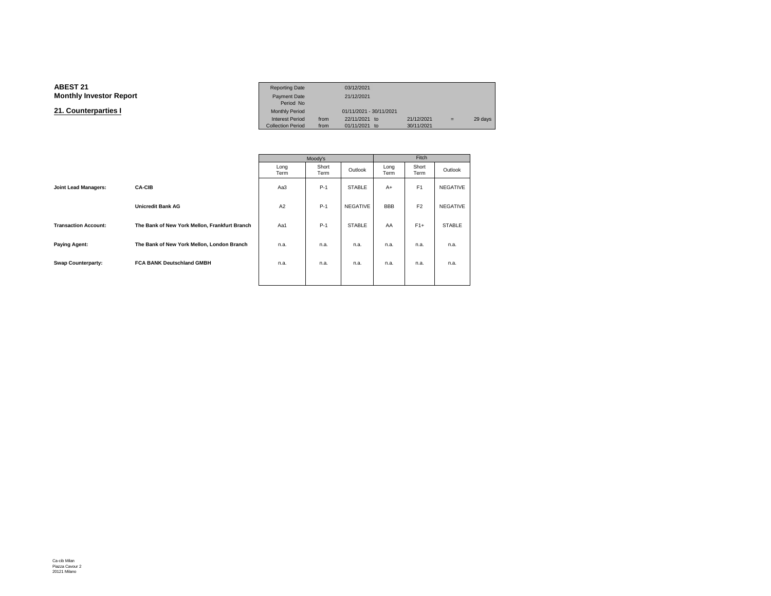**ABEST 21**
**Monthly Investor Report**

## 21. Counterparties I

| | | | | | |
|---|---|---|---|---|---|
| Reporting Date | | 03/12/2021 | | | |
| Payment Date | | 21/12/2021 | | | |
| Period No | | | | | |
| Monthly Period | | 01/11/2021 - 30/11/2021 | | | |
| Interest Period | from | 22/11/2021 to | 21/12/2021 | = | 29 days |
| Collection Period | from | 01/11/2021 to | 30/11/2021 | | |

| | | Moody's | | | Fitch | | |
|---|---|---|---|---|---|---|---|
| | | Long Term | Short Term | Outlook | Long Term | Short Term | Outlook |
| **Joint Lead Managers:** | **CA-CIB** | Aa3 | P-1 | STABLE | A+ | F1 | NEGATIVE |
| | **Unicredit Bank AG** | A2 | P-1 | NEGATIVE | BBB | F2 | NEGATIVE |
| **Transaction Account:** | **The Bank of New York Mellon, Frankfurt Branch** | Aa1 | P-1 | STABLE | AA | F1+ | STABLE |
| **Paying Agent:** | **The Bank of New York Mellon, London Branch** | n.a. | n.a. | n.a. | n.a. | n.a. | n.a. |
| **Swap Counterparty:** | **FCA BANK Deutschland GMBH** | n.a. | n.a. | n.a. | n.a. | n.a. | n.a. |

Ca-cib Milan
Piazza Cavour 2
20121 Milano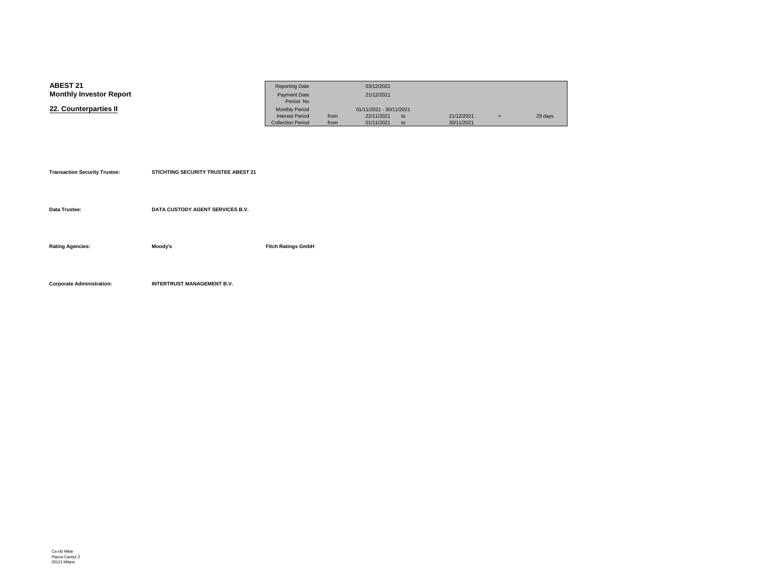**ABEST 21**
**Monthly Investor Report**

## 22. Counterparties II

| Reporting Date | | 03/12/2021 | | | | |
|---|---|---|---|---|---|---|
| Payment Date | | 21/12/2021 | | | | |
| Period No | | | | | | |
| Monthly Period | | 01/11/2021 - 30/11/2021 | | | | |
| Interest Period | from | 22/11/2021 | to | 21/12/2021 | = | 29 days |
| Collection Period | from | 01/11/2021 | to | 30/11/2021 | | |

**Transaction Security Trustee:** **STICHTING SECURITY TRUSTEE ABEST 21**

**Data Trustee:** **DATA CUSTODY AGENT SERVICES B.V.**

**Rating Agencies:** **Moody's** **Fitch Ratings GmbH**

**Corporate Administration:** **INTERTRUST MANAGEMENT B.V.**

Ca-cib Milan
Piazza Cavour 2
20121 Milano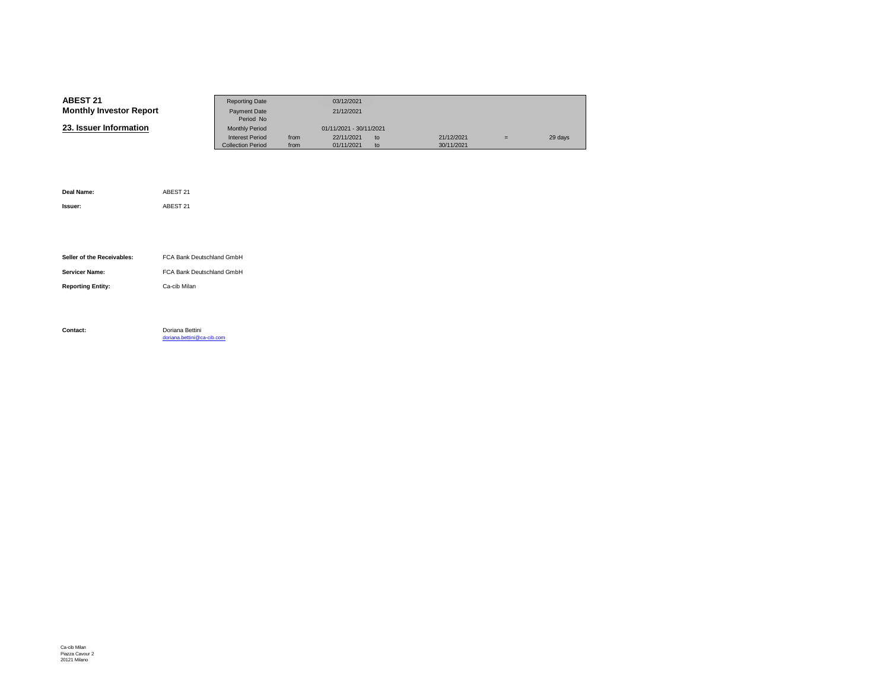**ABEST 21**
**Monthly Investor Report**

## 23. Issuer Information

| Reporting Date | | 03/12/2021 | | | | |
|---|---|---|---|---|---|---|
| Payment Date | | 21/12/2021 | | | | |
| Period No | | | | | | |
| Monthly Period | | 01/11/2021 - 30/11/2021 | | | | |
| Interest Period | from | 22/11/2021 | to | 21/12/2021 | = | 29 days |
| Collection Period | from | 01/11/2021 | to | 30/11/2021 | | |

**Deal Name:** ABEST 21

**Issuer:** ABEST 21

**Seller of the Receivables:** FCA Bank Deutschland GmbH

**Servicer Name:** FCA Bank Deutschland GmbH

**Reporting Entity:** Ca-cib Milan

**Contact:** Doriana Bettini
doriana.bettini@ca-cib.com

Ca-cib Milan
Piazza Cavour 2
20121 Milano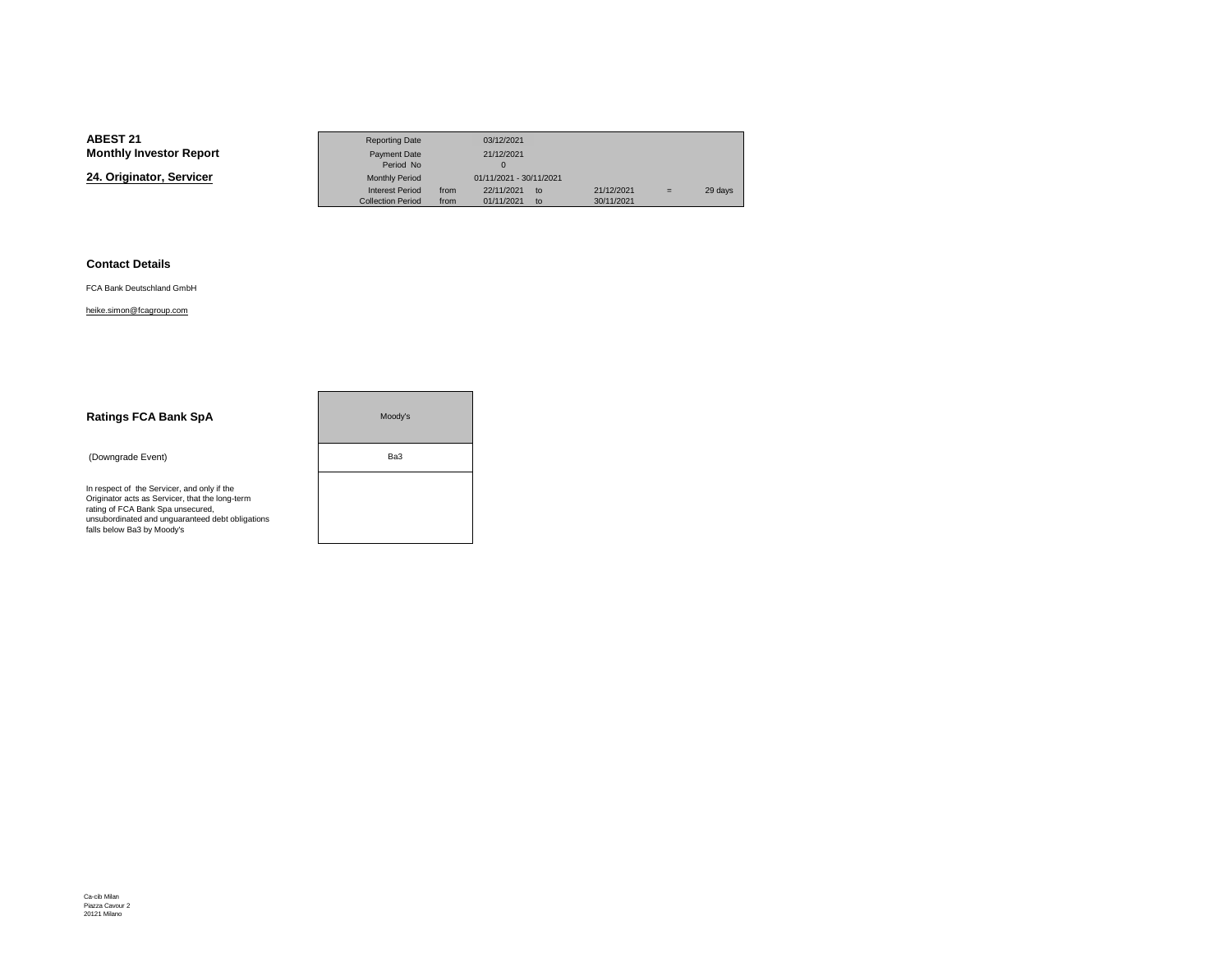**ABEST 21**
**Monthly Investor Report**

## 24. Originator, Servicer

| | | | | | | |
|---|---|---|---|---|---|---|
| Reporting Date | | 03/12/2021 | | | | |
| Payment Date | | 21/12/2021 | | | | |
| Period No | | 0 | | | | |
| Monthly Period | | 01/11/2021 - 30/11/2021 | | | | |
| Interest Period | from | 22/11/2021 | to | 21/12/2021 | = | 29 days |
| Collection Period | from | 01/11/2021 | to | 30/11/2021 | | |

### Contact Details

FCA Bank Deutschland GmbH

heike.simon@fcagroup.com

### Ratings FCA Bank SpA

| | Moody's |
|---|---|
| (Downgrade Event) | Ba3 |
| In respect of the Servicer, and only if the Originator acts as Servicer, that the long-term rating of FCA Bank Spa unsecured, unsubordinated and unguaranteed debt obligations falls below Ba3 by Moody's | |

Ca-cib Milan
Piazza Cavour 2
20121 Milano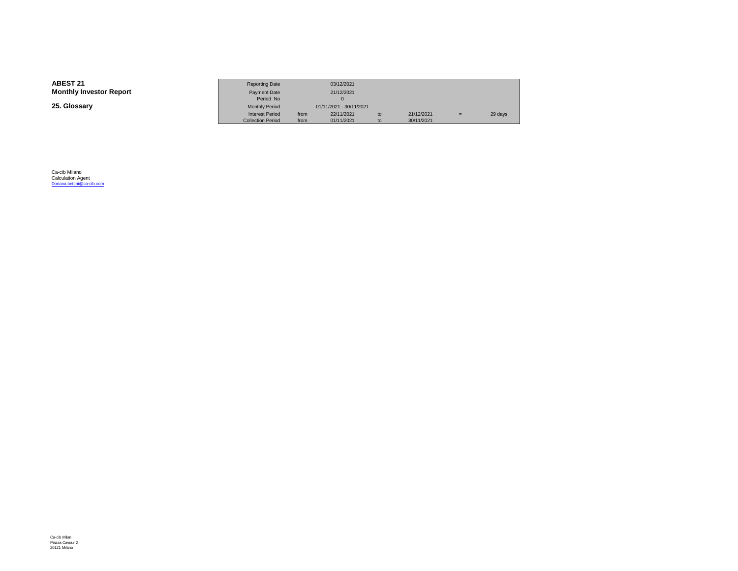**ABEST 21**
**Monthly Investor Report**

## 25. Glossary

| | | | | | | |
|---|---|---|---|---|---|---|
| Reporting Date | | 03/12/2021 | | | | |
| Payment Date | | 21/12/2021 | | | | |
| Period No | | 0 | | | | |
| Monthly Period | | 01/11/2021 - 30/11/2021 | | | | |
| Interest Period | from | 22/11/2021 | to | 21/12/2021 | = | 29 days |
| Collection Period | from | 01/11/2021 | to | 30/11/2021 | | |

Ca-cib Milano
Calculation Agent
Doriana.bettini@ca-cib.com

Ca-cib Milan
Piazza Cavour 2
20121 Milano